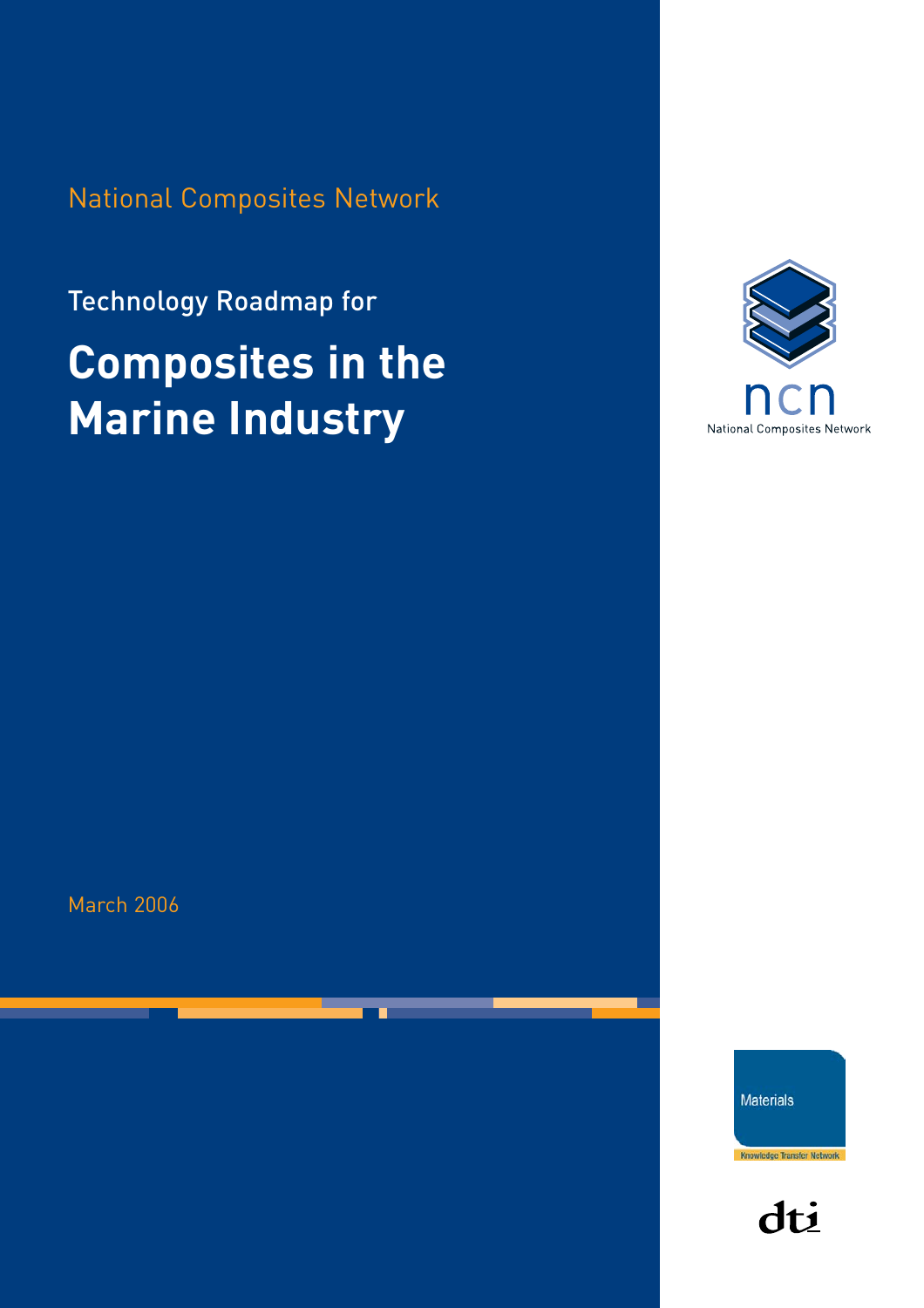National Composites Network

Technology Roadmap for

# Composites in the Marine Industry

March 2006

ncn

National Composites Network

Materials

Knowledge Transfer Network

dti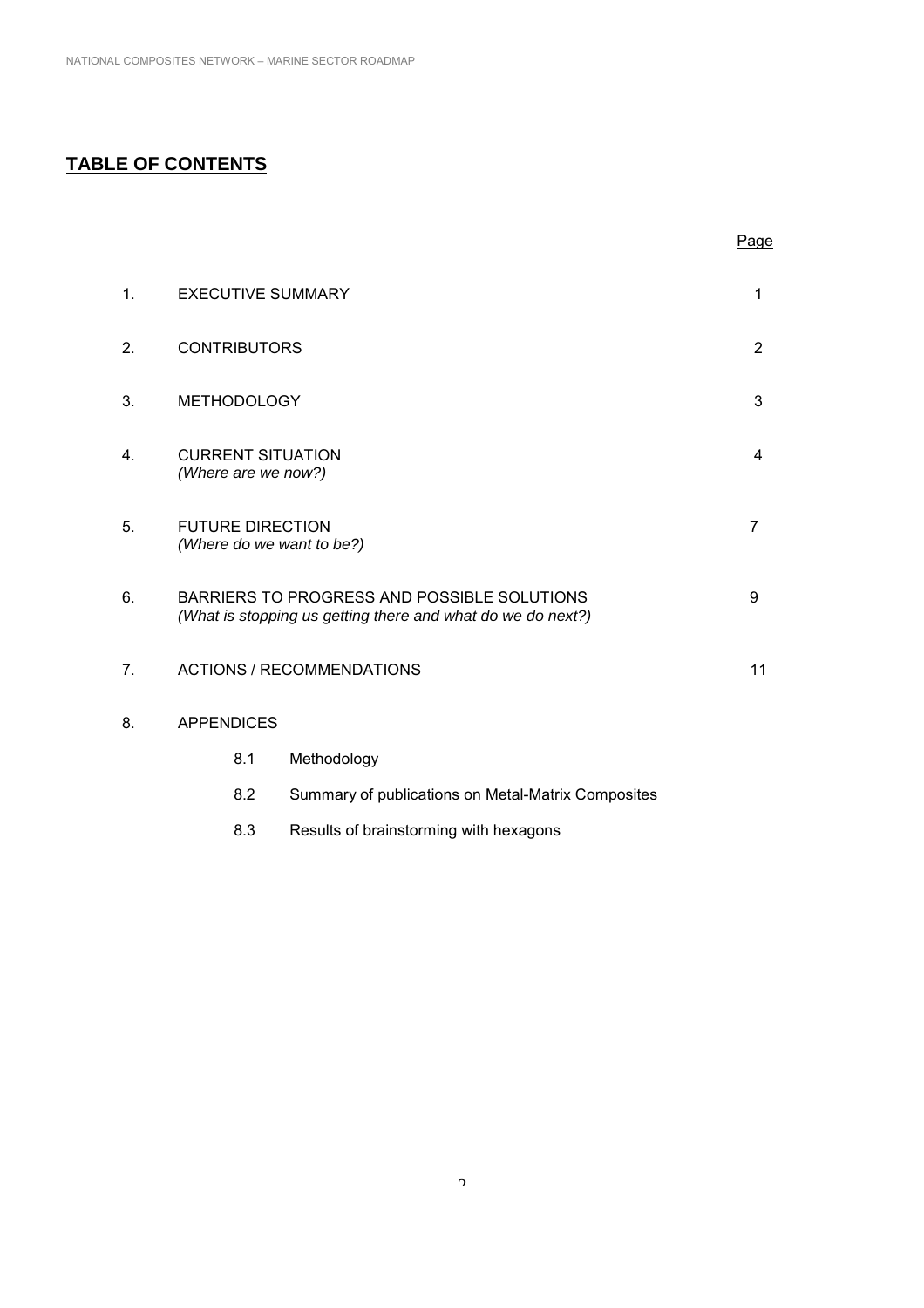# TABLE OF CONTENTS

| | | Page |
|---|---|---|
| 1. | EXECUTIVE SUMMARY | 1 |
| 2. | CONTRIBUTORS | 2 |
| 3. | METHODOLOGY | 3 |
| 4. | CURRENT SITUATION *(Where are we now?)* | 4 |
| 5. | FUTURE DIRECTION *(Where do we want to be?)* | 7 |
| 6. | BARRIERS TO PROGRESS AND POSSIBLE SOLUTIONS *(What is stopping us getting there and what do we do next?)* | 9 |
| 7. | ACTIONS / RECOMMENDATIONS | 11 |
| 8. | APPENDICES | |
| | 8.1 Methodology | |
| | 8.2 Summary of publications on Metal-Matrix Composites | |
| | 8.3 Results of brainstorming with hexagons | |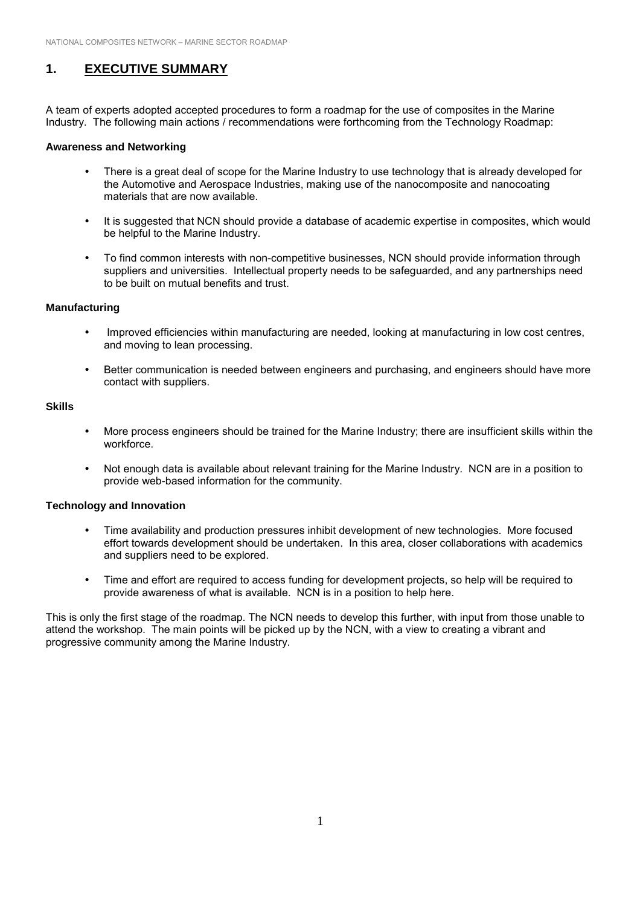# 1. EXECUTIVE SUMMARY

A team of experts adopted accepted procedures to form a roadmap for the use of composites in the Marine Industry. The following main actions / recommendations were forthcoming from the Technology Roadmap:

**Awareness and Networking**

- There is a great deal of scope for the Marine Industry to use technology that is already developed for the Automotive and Aerospace Industries, making use of the nanocomposite and nanocoating materials that are now available.
- It is suggested that NCN should provide a database of academic expertise in composites, which would be helpful to the Marine Industry.
- To find common interests with non-competitive businesses, NCN should provide information through suppliers and universities. Intellectual property needs to be safeguarded, and any partnerships need to be built on mutual benefits and trust.

**Manufacturing**

- Improved efficiencies within manufacturing are needed, looking at manufacturing in low cost centres, and moving to lean processing.
- Better communication is needed between engineers and purchasing, and engineers should have more contact with suppliers.

**Skills**

- More process engineers should be trained for the Marine Industry; there are insufficient skills within the workforce.
- Not enough data is available about relevant training for the Marine Industry. NCN are in a position to provide web-based information for the community.

**Technology and Innovation**

- Time availability and production pressures inhibit development of new technologies. More focused effort towards development should be undertaken. In this area, closer collaborations with academics and suppliers need to be explored.
- Time and effort are required to access funding for development projects, so help will be required to provide awareness of what is available. NCN is in a position to help here.

This is only the first stage of the roadmap. The NCN needs to develop this further, with input from those unable to attend the workshop. The main points will be picked up by the NCN, with a view to creating a vibrant and progressive community among the Marine Industry.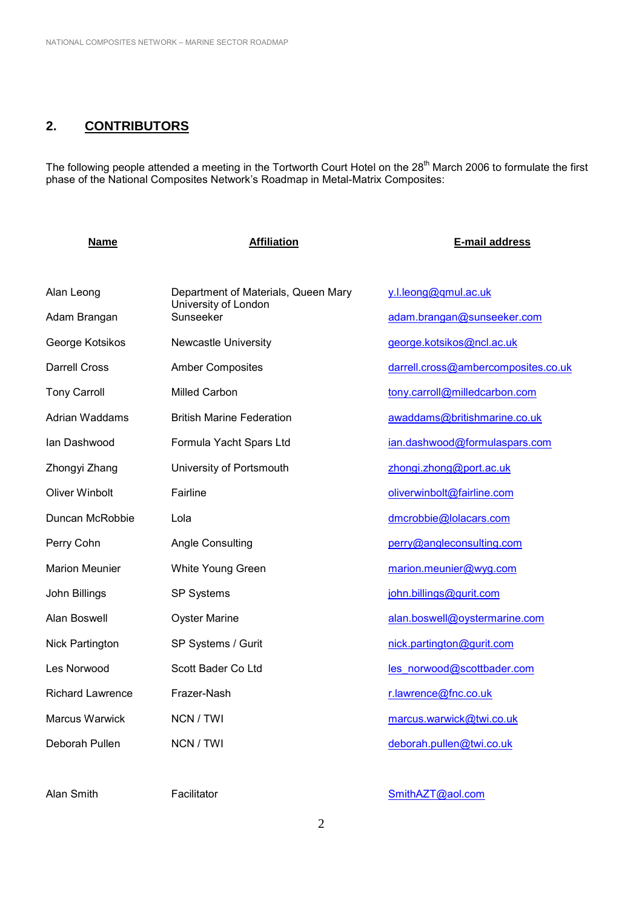## 2. CONTRIBUTORS

The following people attended a meeting in the Tortworth Court Hotel on the 28th March 2006 to formulate the first phase of the National Composites Network's Roadmap in Metal-Matrix Composites:

| Name | Affiliation | E-mail address |
|---|---|---|
| Alan Leong | Department of Materials, Queen Mary University of London | y.l.leong@qmul.ac.uk |
| Adam Brangan | Sunseeker | adam.brangan@sunseeker.com |
| George Kotsikos | Newcastle University | george.kotsikos@ncl.ac.uk |
| Darrell Cross | Amber Composites | darrell.cross@ambercomposites.co.uk |
| Tony Carroll | Milled Carbon | tony.carroll@milledcarbon.com |
| Adrian Waddams | British Marine Federation | awaddams@britishmarine.co.uk |
| Ian Dashwood | Formula Yacht Spars Ltd | ian.dashwood@formulaspars.com |
| Zhongyi Zhang | University of Portsmouth | zhongi.zhong@port.ac.uk |
| Oliver Winbolt | Fairline | oliverwinbolt@fairline.com |
| Duncan McRobbie | Lola | dmcrobbie@lolacars.com |
| Perry Cohn | Angle Consulting | perry@angleconsulting.com |
| Marion Meunier | White Young Green | marion.meunier@wyg.com |
| John Billings | SP Systems | john.billings@gurit.com |
| Alan Boswell | Oyster Marine | alan.boswell@oystermarine.com |
| Nick Partington | SP Systems / Gurit | nick.partington@gurit.com |
| Les Norwood | Scott Bader Co Ltd | les_norwood@scottbader.com |
| Richard Lawrence | Frazer-Nash | r.lawrence@fnc.co.uk |
| Marcus Warwick | NCN / TWI | marcus.warwick@twi.co.uk |
| Deborah Pullen | NCN / TWI | deborah.pullen@twi.co.uk |
| Alan Smith | Facilitator | SmithAZT@aol.com |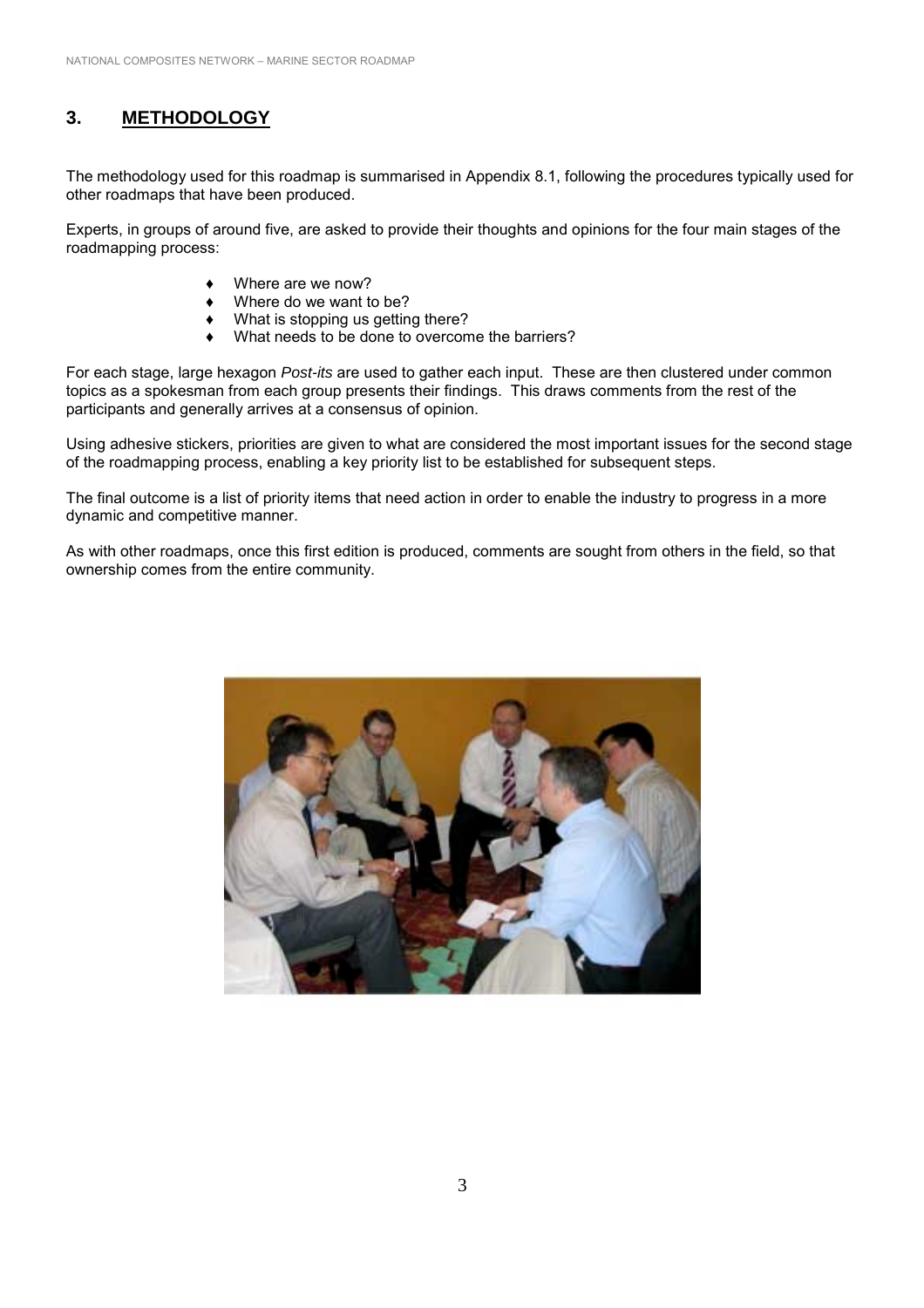## 3. METHODOLOGY

The methodology used for this roadmap is summarised in Appendix 8.1, following the procedures typically used for other roadmaps that have been produced.

Experts, in groups of around five, are asked to provide their thoughts and opinions for the four main stages of the roadmapping process:

- Where are we now?
- Where do we want to be?
- What is stopping us getting there?
- What needs to be done to overcome the barriers?

For each stage, large hexagon *Post-its* are used to gather each input. These are then clustered under common topics as a spokesman from each group presents their findings. This draws comments from the rest of the participants and generally arrives at a consensus of opinion.

Using adhesive stickers, priorities are given to what are considered the most important issues for the second stage of the roadmapping process, enabling a key priority list to be established for subsequent steps.

The final outcome is a list of priority items that need action in order to enable the industry to progress in a more dynamic and competitive manner.

As with other roadmaps, once this first edition is produced, comments are sought from others in the field, so that ownership comes from the entire community.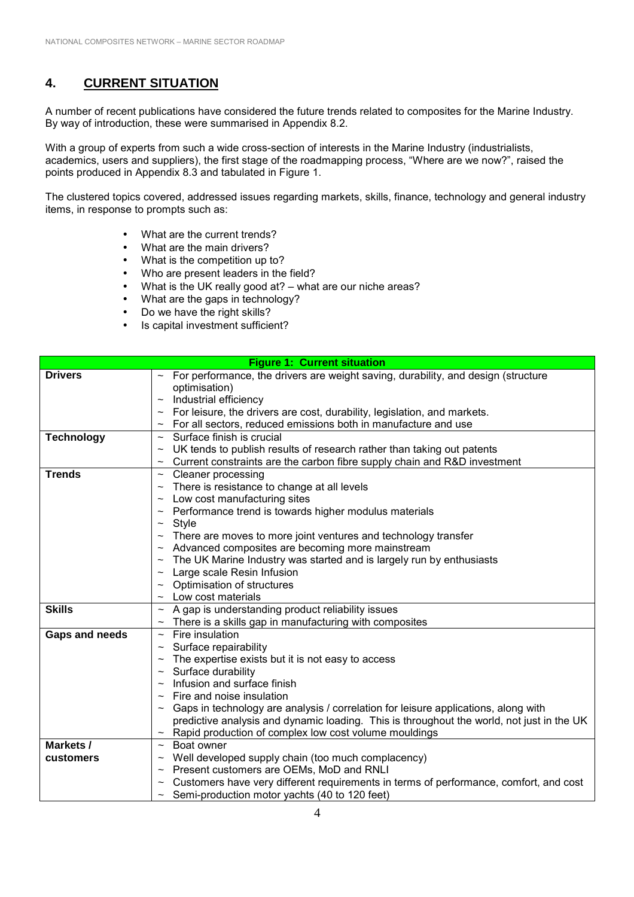## 4. CURRENT SITUATION

A number of recent publications have considered the future trends related to composites for the Marine Industry. By way of introduction, these were summarised in Appendix 8.2.

With a group of experts from such a wide cross-section of interests in the Marine Industry (industrialists, academics, users and suppliers), the first stage of the roadmapping process, "Where are we now?", raised the points produced in Appendix 8.3 and tabulated in Figure 1.

The clustered topics covered, addressed issues regarding markets, skills, finance, technology and general industry items, in response to prompts such as:

- What are the current trends?
- What are the main drivers?
- What is the competition up to?
- Who are present leaders in the field?
- What is the UK really good at? – what are our niche areas?
- What are the gaps in technology?
- Do we have the right skills?
- Is capital investment sufficient?

| Figure 1: Current situation | |
|---|---|
| **Drivers** | ~ For performance, the drivers are weight saving, durability, and design (structure optimisation)<br>~ Industrial efficiency<br>~ For leisure, the drivers are cost, durability, legislation, and markets.<br>~ For all sectors, reduced emissions both in manufacture and use |
| **Technology** | ~ Surface finish is crucial<br>~ UK tends to publish results of research rather than taking out patents<br>~ Current constraints are the carbon fibre supply chain and R&D investment |
| **Trends** | ~ Cleaner processing<br>~ There is resistance to change at all levels<br>~ Low cost manufacturing sites<br>~ Performance trend is towards higher modulus materials<br>~ Style<br>~ There are moves to more joint ventures and technology transfer<br>~ Advanced composites are becoming more mainstream<br>~ The UK Marine Industry was started and is largely run by enthusiasts<br>~ Large scale Resin Infusion<br>~ Optimisation of structures<br>~ Low cost materials |
| **Skills** | ~ A gap is understanding product reliability issues<br>~ There is a skills gap in manufacturing with composites |
| **Gaps and needs** | ~ Fire insulation<br>~ Surface repairability<br>~ The expertise exists but it is not easy to access<br>~ Surface durability<br>~ Infusion and surface finish<br>~ Fire and noise insulation<br>~ Gaps in technology are analysis / correlation for leisure applications, along with predictive analysis and dynamic loading. This is throughout the world, not just in the UK<br>~ Rapid production of complex low cost volume mouldings |
| **Markets / customers** | ~ Boat owner<br>~ Well developed supply chain (too much complacency)<br>~ Present customers are OEMs, MoD and RNLI<br>~ Customers have very different requirements in terms of performance, comfort, and cost<br>~ Semi-production motor yachts (40 to 120 feet) |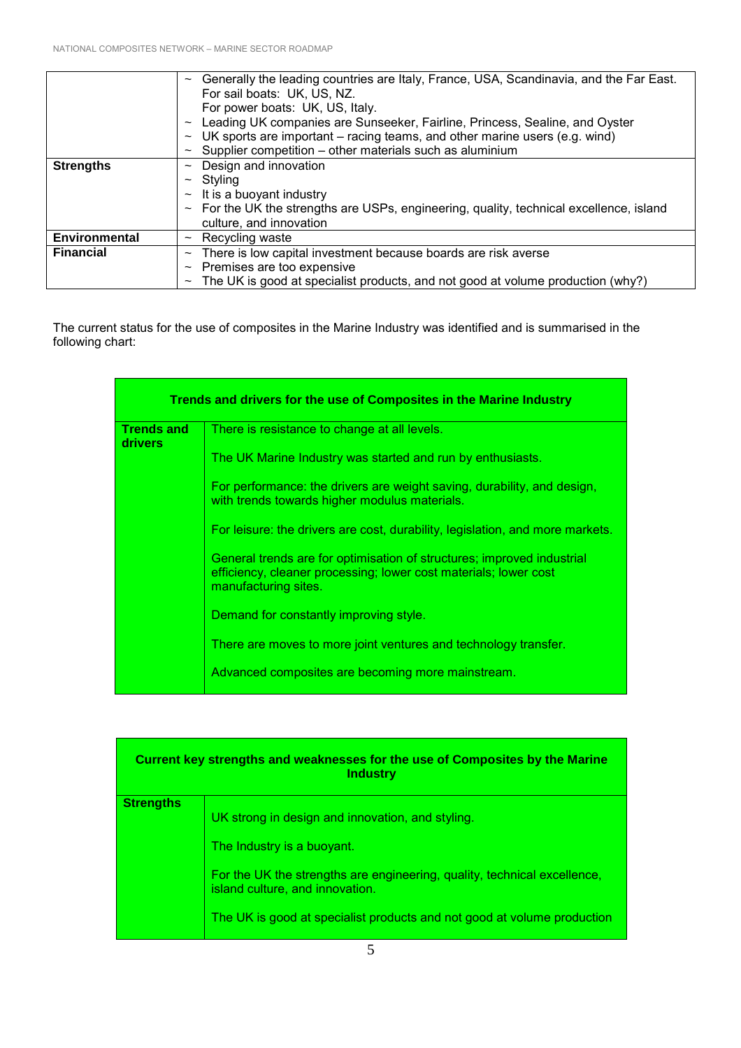| | |
|---|---|
| | ~ Generally the leading countries are Italy, France, USA, Scandinavia, and the Far East. For sail boats: UK, US, NZ. For power boats: UK, US, Italy.<br>~ Leading UK companies are Sunseeker, Fairline, Princess, Sealine, and Oyster<br>~ UK sports are important – racing teams, and other marine users (e.g. wind)<br>~ Supplier competition – other materials such as aluminium |
| **Strengths** | ~ Design and innovation<br>~ Styling<br>~ It is a buoyant industry<br>~ For the UK the strengths are USPs, engineering, quality, technical excellence, island culture, and innovation |
| **Environmental** | ~ Recycling waste |
| **Financial** | ~ There is low capital investment because boards are risk averse<br>~ Premises are too expensive<br>~ The UK is good at specialist products, and not good at volume production (why?) |

The current status for the use of composites in the Marine Industry was identified and is summarised in the following chart:

| Trends and drivers for the use of Composites in the Marine Industry | |
|---|---|
| **Trends and drivers** | There is resistance to change at all levels.<br><br>The UK Marine Industry was started and run by enthusiasts.<br><br>For performance: the drivers are weight saving, durability, and design, with trends towards higher modulus materials.<br><br>For leisure: the drivers are cost, durability, legislation, and more markets.<br><br>General trends are for optimisation of structures; improved industrial efficiency, cleaner processing; lower cost materials; lower cost manufacturing sites.<br><br>Demand for constantly improving style.<br><br>There are moves to more joint ventures and technology transfer.<br><br>Advanced composites are becoming more mainstream. |

| Current key strengths and weaknesses for the use of Composites by the Marine Industry | |
|---|---|
| **Strengths** | UK strong in design and innovation, and styling.<br><br>The Industry is a buoyant.<br><br>For the UK the strengths are engineering, quality, technical excellence, island culture, and innovation.<br><br>The UK is good at specialist products and not good at volume production |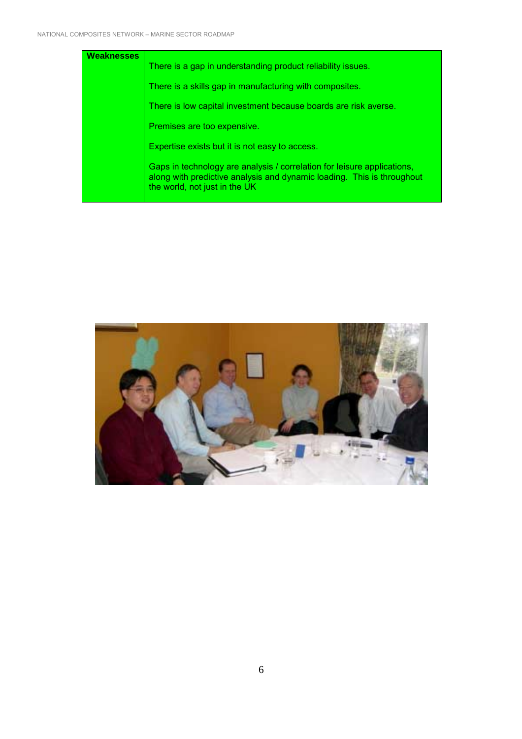| Weaknesses | There is a gap in understanding product reliability issues.<br><br>There is a skills gap in manufacturing with composites.<br><br>There is low capital investment because boards are risk averse.<br><br>Premises are too expensive.<br><br>Expertise exists but it is not easy to access.<br><br>Gaps in technology are analysis / correlation for leisure applications, along with predictive analysis and dynamic loading. This is throughout the world, not just in the UK |
|---|---|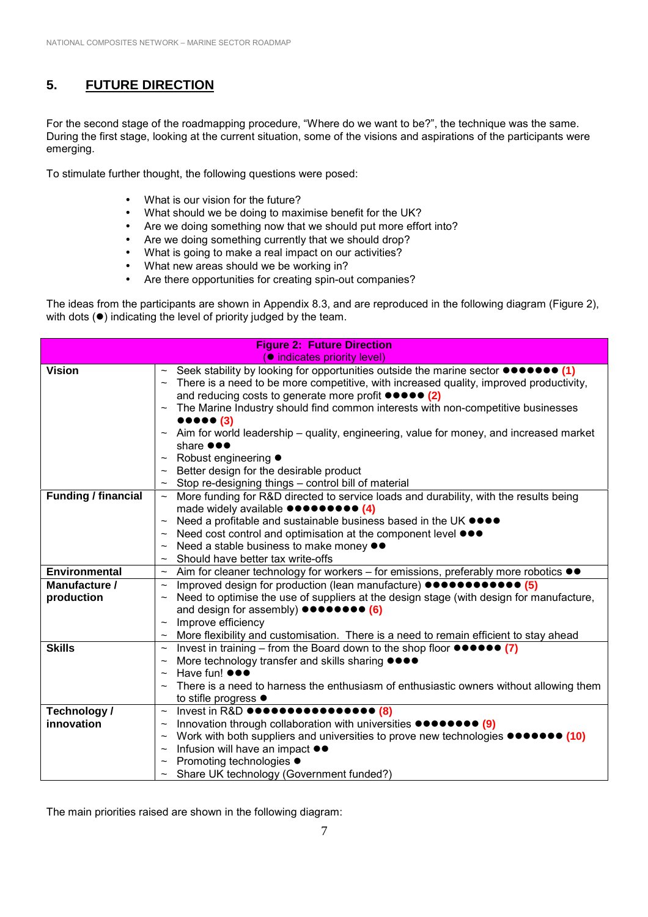## 5. FUTURE DIRECTION

For the second stage of the roadmapping procedure, "Where do we want to be?", the technique was the same. During the first stage, looking at the current situation, some of the visions and aspirations of the participants were emerging.

To stimulate further thought, the following questions were posed:

- What is our vision for the future?
- What should we be doing to maximise benefit for the UK?
- Are we doing something now that we should put more effort into?
- Are we doing something currently that we should drop?
- What is going to make a real impact on our activities?
- What new areas should we be working in?
- Are there opportunities for creating spin-out companies?

The ideas from the participants are shown in Appendix 8.3, and are reproduced in the following diagram (Figure 2), with dots (●) indicating the level of priority judged by the team.

| Figure 2: Future Direction (● indicates priority level) | |
|---|---|
| **Vision** | ~ Seek stability by looking for opportunities outside the marine sector ●●●●●●● (1)<br>~ There is a need to be more competitive, with increased quality, improved productivity, and reducing costs to generate more profit ●●●●● (2)<br>~ The Marine Industry should find common interests with non-competitive businesses ●●●●● (3)<br>~ Aim for world leadership – quality, engineering, value for money, and increased market share ●●●<br>~ Robust engineering ●<br>~ Better design for the desirable product<br>~ Stop re-designing things – control bill of material |
| **Funding / financial** | ~ More funding for R&D directed to service loads and durability, with the results being made widely available ●●●●●●●●● (4)<br>~ Need a profitable and sustainable business based in the UK ●●●●<br>~ Need cost control and optimisation at the component level ●●●<br>~ Need a stable business to make money ●●<br>~ Should have better tax write-offs |
| **Environmental** | ~ Aim for cleaner technology for workers – for emissions, preferably more robotics ●● |
| **Manufacture / production** | ~ Improved design for production (lean manufacture) ●●●●●●●●●●●● (5)<br>~ Need to optimise the use of suppliers at the design stage (with design for manufacture, and design for assembly) ●●●●●●●● (6)<br>~ Improve efficiency<br>~ More flexibility and customisation. There is a need to remain efficient to stay ahead |
| **Skills** | ~ Invest in training – from the Board down to the shop floor ●●●●●● (7)<br>~ More technology transfer and skills sharing ●●●●<br>~ Have fun! ●●●<br>~ There is a need to harness the enthusiasm of enthusiastic owners without allowing them to stifle progress ● |
| **Technology / innovation** | ~ Invest in R&D ●●●●●●●●●●●●●●●● (8)<br>~ Innovation through collaboration with universities ●●●●●●●● (9)<br>~ Work with both suppliers and universities to prove new technologies ●●●●●●● (10)<br>~ Infusion will have an impact ●●<br>~ Promoting technologies ●<br>~ Share UK technology (Government funded?) |

The main priorities raised are shown in the following diagram: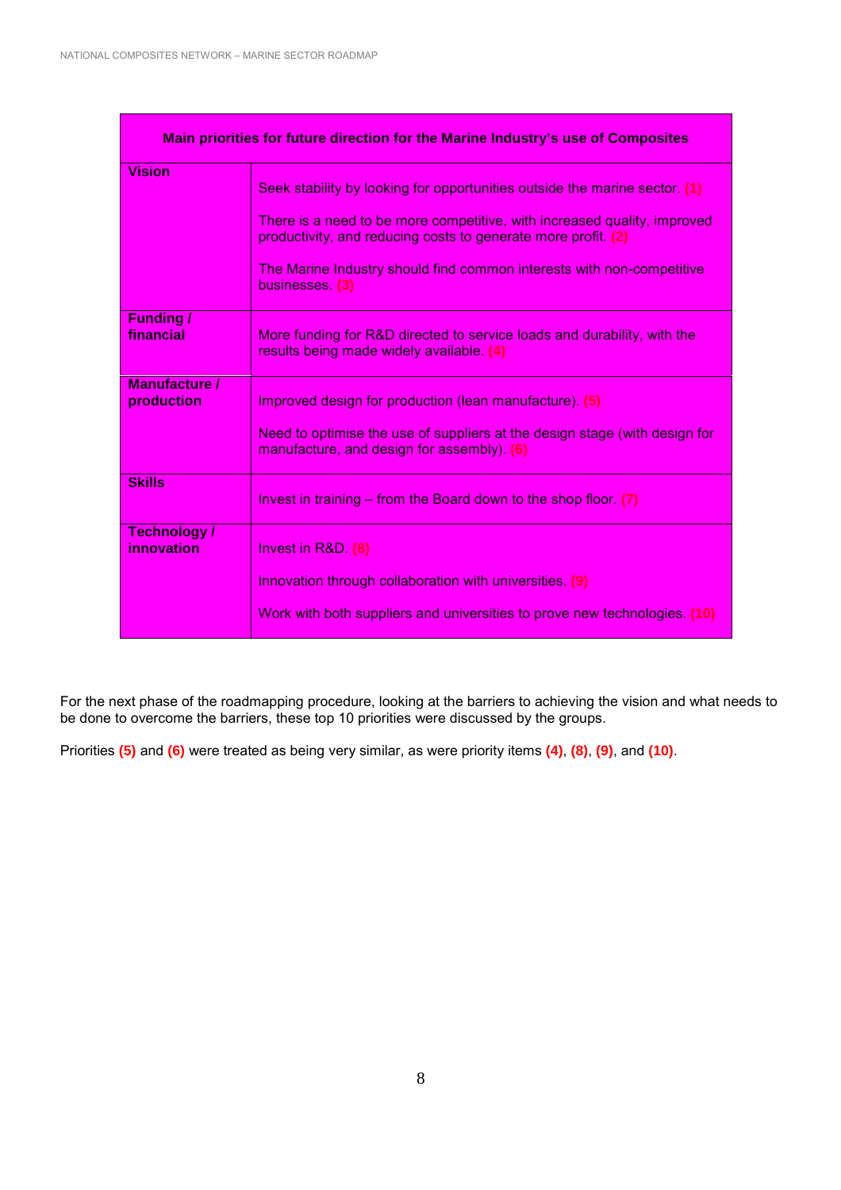| Main priorities for future direction for the Marine Industry's use of Composites | |
|---|---|
| **Vision** | Seek stability by looking for opportunities outside the marine sector. **(1)**<br><br>There is a need to be more competitive, with increased quality, improved productivity, and reducing costs to generate more profit. **(2)**<br><br>The Marine Industry should find common interests with non-competitive businesses. **(3)** |
| **Funding / financial** | More funding for R&D directed to service loads and durability, with the results being made widely available. **(4)** |
| **Manufacture / production** | Improved design for production (lean manufacture). **(5)**<br><br>Need to optimise the use of suppliers at the design stage (with design for manufacture, and design for assembly). **(6)** |
| **Skills** | Invest in training – from the Board down to the shop floor. **(7)** |
| **Technology / innovation** | Invest in R&D. **(8)**<br><br>Innovation through collaboration with universities. **(9)**<br><br>Work with both suppliers and universities to prove new technologies. **(10)** |

For the next phase of the roadmapping procedure, looking at the barriers to achieving the vision and what needs to be done to overcome the barriers, these top 10 priorities were discussed by the groups.

Priorities **(5)** and **(6)** were treated as being very similar, as were priority items **(4)**, **(8)**, **(9)**, and **(10)**.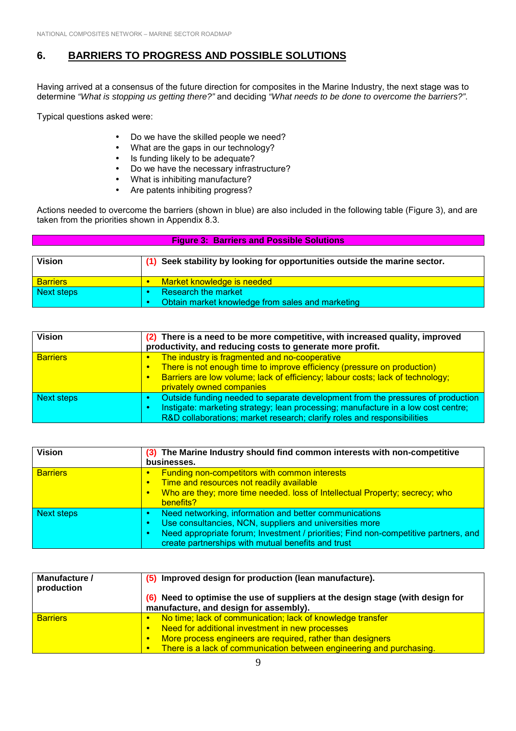## 6. BARRIERS TO PROGRESS AND POSSIBLE SOLUTIONS

Having arrived at a consensus of the future direction for composites in the Marine Industry, the next stage was to determine *"What is stopping us getting there?"* and deciding *"What needs to be done to overcome the barriers?"*.

Typical questions asked were:

- Do we have the skilled people we need?
- What are the gaps in our technology?
- Is funding likely to be adequate?
- Do we have the necessary infrastructure?
- What is inhibiting manufacture?
- Are patents inhibiting progress?

Actions needed to overcome the barriers (shown in blue) are also included in the following table (Figure 3), and are taken from the priorities shown in Appendix 8.3.

**Figure 3: Barriers and Possible Solutions**

| **Vision** | **(1) Seek stability by looking for opportunities outside the marine sector.** |
|---|---|
| Barriers | • Market knowledge is needed |
| Next steps | • Research the market<br>• Obtain market knowledge from sales and marketing |

| **Vision** | **(2) There is a need to be more competitive, with increased quality, improved productivity, and reducing costs to generate more profit.** |
|---|---|
| Barriers | • The industry is fragmented and no-cooperative<br>• There is not enough time to improve efficiency (pressure on production)<br>• Barriers are low volume; lack of efficiency; labour costs; lack of technology; privately owned companies |
| Next steps | • Outside funding needed to separate development from the pressures of production<br>• Instigate: marketing strategy; lean processing; manufacture in a low cost centre; R&D collaborations; market research; clarify roles and responsibilities |

| **Vision** | **(3) The Marine Industry should find common interests with non-competitive businesses.** |
|---|---|
| Barriers | • Funding non-competitors with common interests<br>• Time and resources not readily available<br>• Who are they; more time needed. loss of Intellectual Property; secrecy; who benefits? |
| Next steps | • Need networking, information and better communications<br>• Use consultancies, NCN, suppliers and universities more<br>• Need appropriate forum; Investment / priorities; Find non-competitive partners, and create partnerships with mutual benefits and trust |

| **Manufacture / production** | **(5) Improved design for production (lean manufacture).**<br><br>**(6) Need to optimise the use of suppliers at the design stage (with design for manufacture, and design for assembly).** |
|---|---|
| Barriers | • No time; lack of communication; lack of knowledge transfer<br>• Need for additional investment in new processes<br>• More process engineers are required, rather than designers<br>• There is a lack of communication between engineering and purchasing. |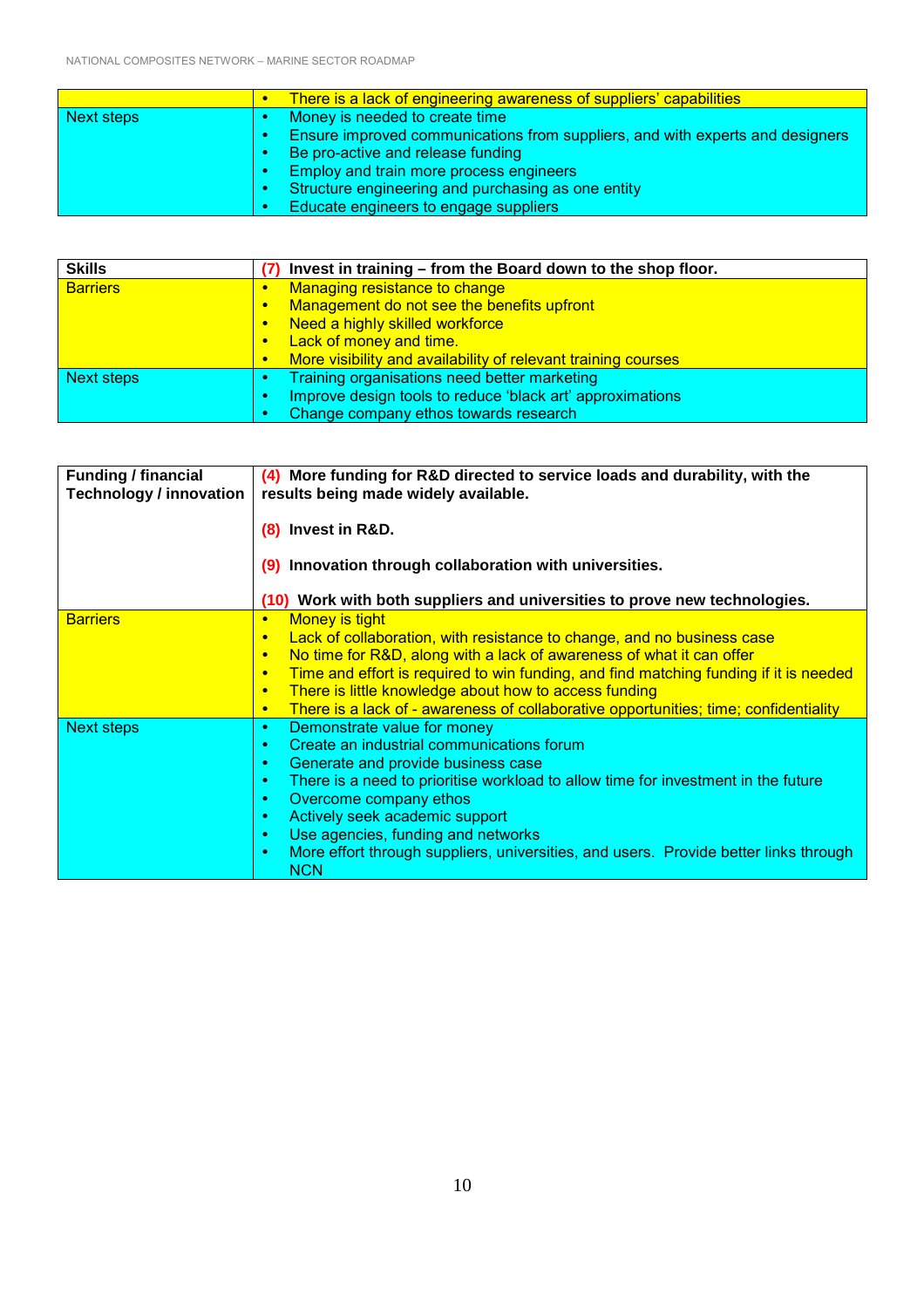| | |
|---|---|
| | • There is a lack of engineering awareness of suppliers' capabilities |
| Next steps | • Money is needed to create time<br>• Ensure improved communications from suppliers, and with experts and designers<br>• Be pro-active and release funding<br>• Employ and train more process engineers<br>• Structure engineering and purchasing as one entity<br>• Educate engineers to engage suppliers |

| **Skills** | **(7) Invest in training – from the Board down to the shop floor.** |
|---|---|
| Barriers | • Managing resistance to change<br>• Management do not see the benefits upfront<br>• Need a highly skilled workforce<br>• Lack of money and time.<br>• More visibility and availability of relevant training courses |
| Next steps | • Training organisations need better marketing<br>• Improve design tools to reduce 'black art' approximations<br>• Change company ethos towards research |

| **Funding / financial Technology / innovation** | **(4) More funding for R&D directed to service loads and durability, with the results being made widely available.**<br><br>**(8) Invest in R&D.**<br><br>**(9) Innovation through collaboration with universities.**<br><br>**(10) Work with both suppliers and universities to prove new technologies.** |
|---|---|
| Barriers | • Money is tight<br>• Lack of collaboration, with resistance to change, and no business case<br>• No time for R&D, along with a lack of awareness of what it can offer<br>• Time and effort is required to win funding, and find matching funding if it is needed<br>• There is little knowledge about how to access funding<br>• There is a lack of - awareness of collaborative opportunities; time; confidentiality |
| Next steps | • Demonstrate value for money<br>• Create an industrial communications forum<br>• Generate and provide business case<br>• There is a need to prioritise workload to allow time for investment in the future<br>• Overcome company ethos<br>• Actively seek academic support<br>• Use agencies, funding and networks<br>• More effort through suppliers, universities, and users. Provide better links through NCN |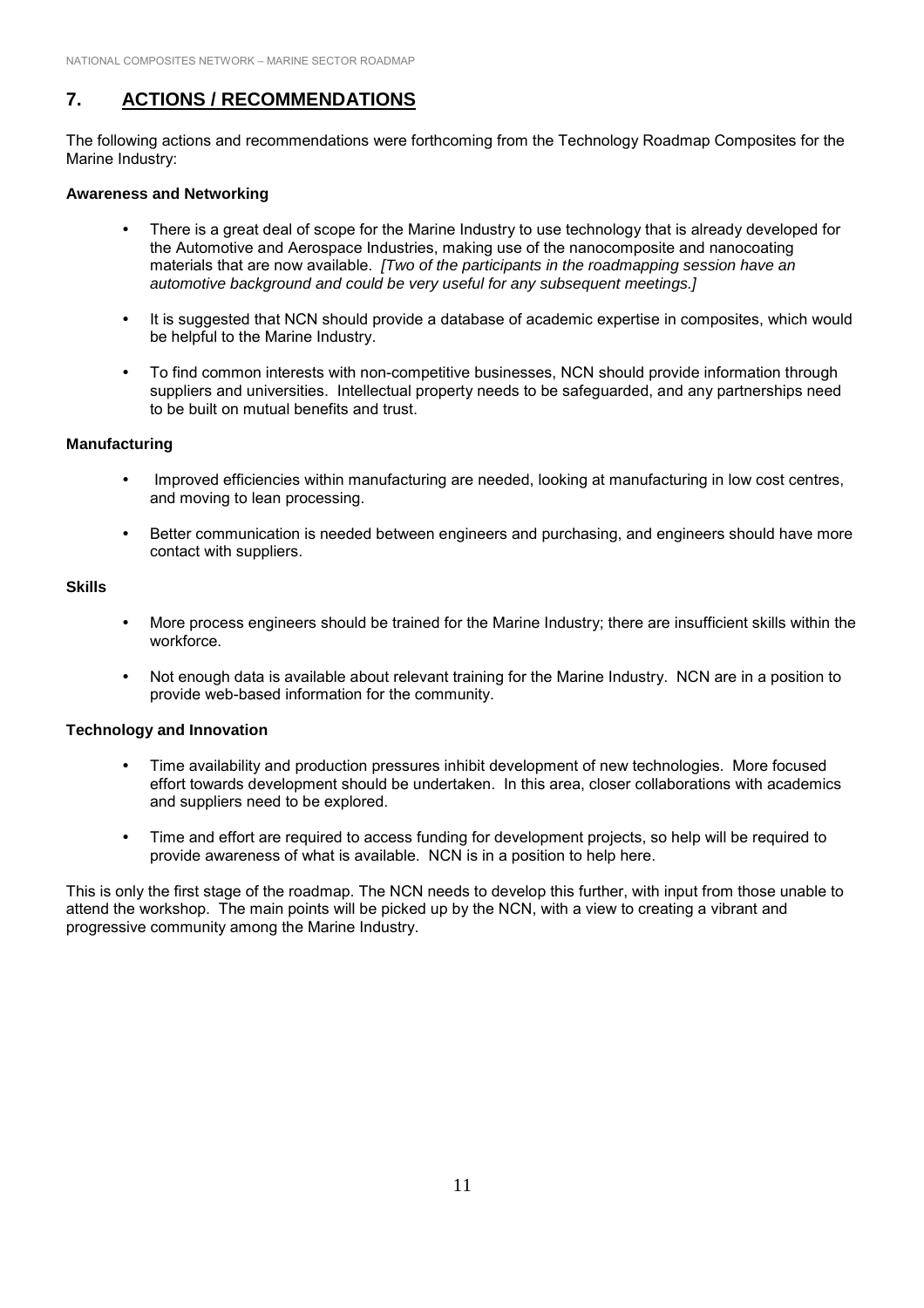## 7. ACTIONS / RECOMMENDATIONS

The following actions and recommendations were forthcoming from the Technology Roadmap Composites for the Marine Industry:

**Awareness and Networking**

- There is a great deal of scope for the Marine Industry to use technology that is already developed for the Automotive and Aerospace Industries, making use of the nanocomposite and nanocoating materials that are now available. *[Two of the participants in the roadmapping session have an automotive background and could be very useful for any subsequent meetings.]*

- It is suggested that NCN should provide a database of academic expertise in composites, which would be helpful to the Marine Industry.

- To find common interests with non-competitive businesses, NCN should provide information through suppliers and universities. Intellectual property needs to be safeguarded, and any partnerships need to be built on mutual benefits and trust.

**Manufacturing**

- Improved efficiencies within manufacturing are needed, looking at manufacturing in low cost centres, and moving to lean processing.

- Better communication is needed between engineers and purchasing, and engineers should have more contact with suppliers.

**Skills**

- More process engineers should be trained for the Marine Industry; there are insufficient skills within the workforce.

- Not enough data is available about relevant training for the Marine Industry. NCN are in a position to provide web-based information for the community.

**Technology and Innovation**

- Time availability and production pressures inhibit development of new technologies. More focused effort towards development should be undertaken. In this area, closer collaborations with academics and suppliers need to be explored.

- Time and effort are required to access funding for development projects, so help will be required to provide awareness of what is available. NCN is in a position to help here.

This is only the first stage of the roadmap. The NCN needs to develop this further, with input from those unable to attend the workshop. The main points will be picked up by the NCN, with a view to creating a vibrant and progressive community among the Marine Industry.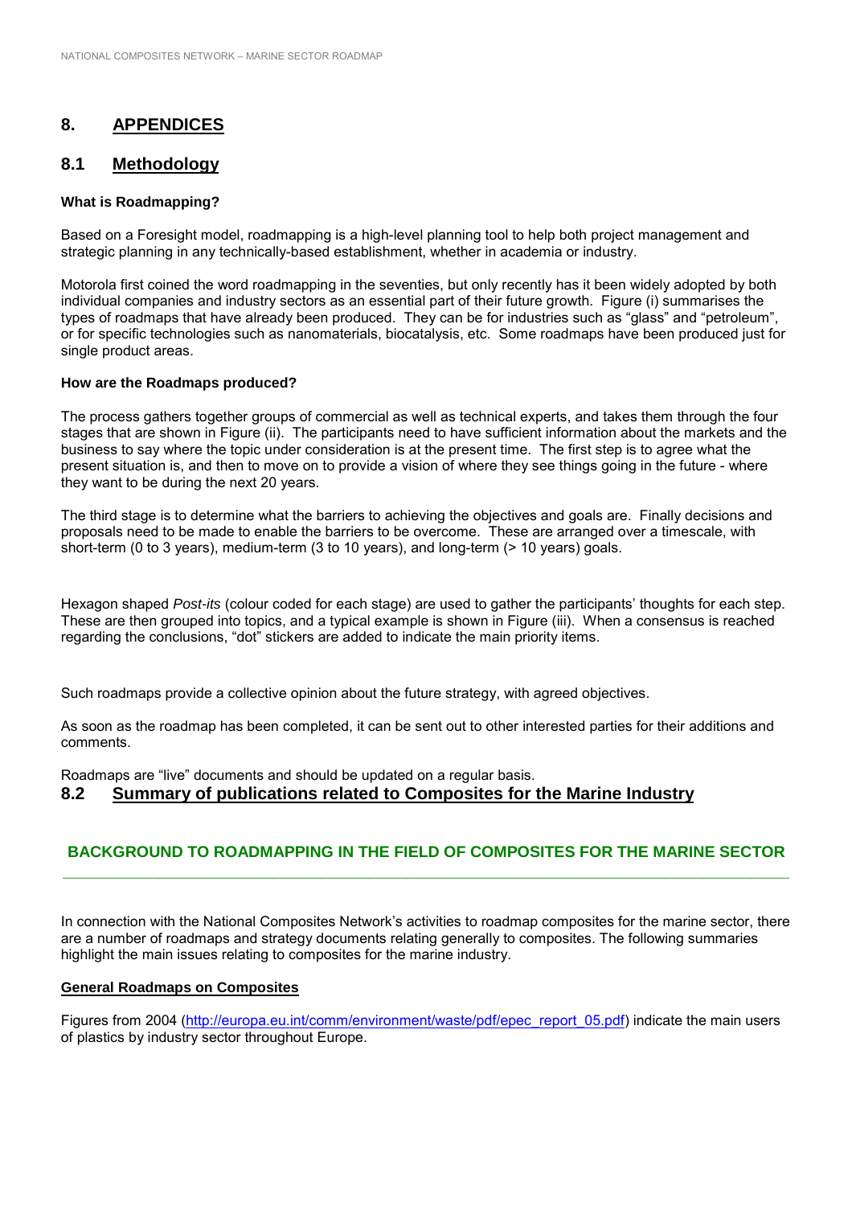# 8. APPENDICES

## 8.1 Methodology

**What is Roadmapping?**

Based on a Foresight model, roadmapping is a high-level planning tool to help both project management and strategic planning in any technically-based establishment, whether in academia or industry.

Motorola first coined the word roadmapping in the seventies, but only recently has it been widely adopted by both individual companies and industry sectors as an essential part of their future growth. Figure (i) summarises the types of roadmaps that have already been produced. They can be for industries such as "glass" and "petroleum", or for specific technologies such as nanomaterials, biocatalysis, etc. Some roadmaps have been produced just for single product areas.

**How are the Roadmaps produced?**

The process gathers together groups of commercial as well as technical experts, and takes them through the four stages that are shown in Figure (ii). The participants need to have sufficient information about the markets and the business to say where the topic under consideration is at the present time. The first step is to agree what the present situation is, and then to move on to provide a vision of where they see things going in the future - where they want to be during the next 20 years.

The third stage is to determine what the barriers to achieving the objectives and goals are. Finally decisions and proposals need to be made to enable the barriers to be overcome. These are arranged over a timescale, with short-term (0 to 3 years), medium-term (3 to 10 years), and long-term (> 10 years) goals.

Hexagon shaped *Post-its* (colour coded for each stage) are used to gather the participants' thoughts for each step. These are then grouped into topics, and a typical example is shown in Figure (iii). When a consensus is reached regarding the conclusions, "dot" stickers are added to indicate the main priority items.

Such roadmaps provide a collective opinion about the future strategy, with agreed objectives.

As soon as the roadmap has been completed, it can be sent out to other interested parties for their additions and comments.

Roadmaps are "live" documents and should be updated on a regular basis.

## 8.2 Summary of publications related to Composites for the Marine Industry

### BACKGROUND TO ROADMAPPING IN THE FIELD OF COMPOSITES FOR THE MARINE SECTOR

In connection with the National Composites Network's activities to roadmap composites for the marine sector, there are a number of roadmaps and strategy documents relating generally to composites. The following summaries highlight the main issues relating to composites for the marine industry.

**General Roadmaps on Composites**

Figures from 2004 (http://europa.eu.int/comm/environment/waste/pdf/epec_report_05.pdf) indicate the main users of plastics by industry sector throughout Europe.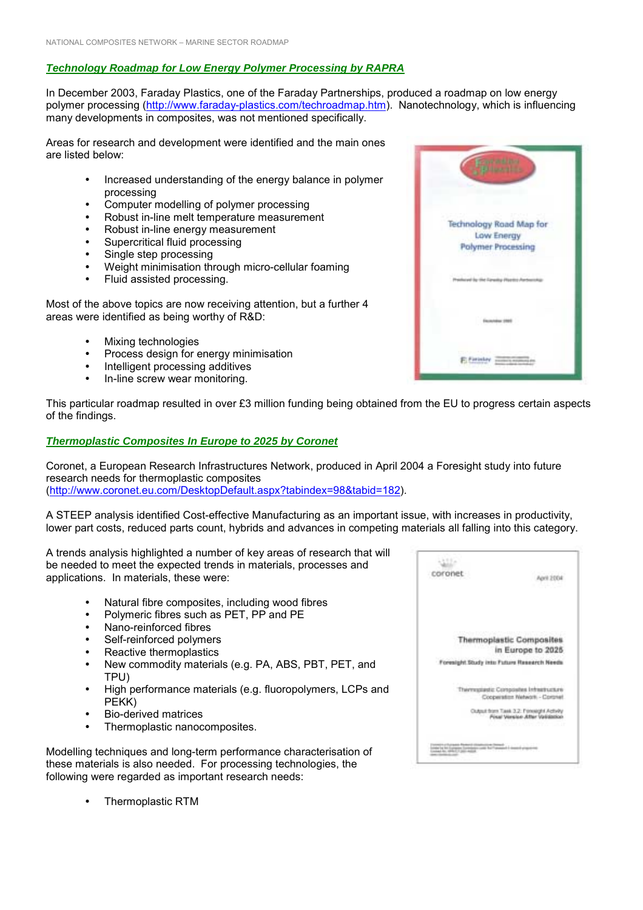### Technology Roadmap for Low Energy Polymer Processing by RAPRA

In December 2003, Faraday Plastics, one of the Faraday Partnerships, produced a roadmap on low energy polymer processing (http://www.faraday-plastics.com/techroadmap.htm). Nanotechnology, which is influencing many developments in composites, was not mentioned specifically.

Areas for research and development were identified and the main ones are listed below:

- Increased understanding of the energy balance in polymer processing
- Computer modelling of polymer processing
- Robust in-line melt temperature measurement
- Robust in-line energy measurement
- Supercritical fluid processing
- Single step processing
- Weight minimisation through micro-cellular foaming
- Fluid assisted processing.

Most of the above topics are now receiving attention, but a further 4 areas were identified as being worthy of R&D:

- Mixing technologies
- Process design for energy minimisation
- Intelligent processing additives
- In-line screw wear monitoring.

This particular roadmap resulted in over £3 million funding being obtained from the EU to progress certain aspects of the findings.

### Thermoplastic Composites In Europe to 2025 by Coronet

Coronet, a European Research Infrastructures Network, produced in April 2004 a Foresight study into future research needs for thermoplastic composites (http://www.coronet.eu.com/DesktopDefault.aspx?tabindex=98&tabid=182).

A STEEP analysis identified Cost-effective Manufacturing as an important issue, with increases in productivity, lower part costs, reduced parts count, hybrids and advances in competing materials all falling into this category.

A trends analysis highlighted a number of key areas of research that will be needed to meet the expected trends in materials, processes and applications. In materials, these were:

- Natural fibre composites, including wood fibres
- Polymeric fibres such as PET, PP and PE
- Nano-reinforced fibres
- Self-reinforced polymers
- Reactive thermoplastics
- New commodity materials (e.g. PA, ABS, PBT, PET, and TPU)
- High performance materials (e.g. fluoropolymers, LCPs and PEKK)
- Bio-derived matrices
- Thermoplastic nanocomposites.

Modelling techniques and long-term performance characterisation of these materials is also needed. For processing technologies, the following were regarded as important research needs:

- Thermoplastic RTM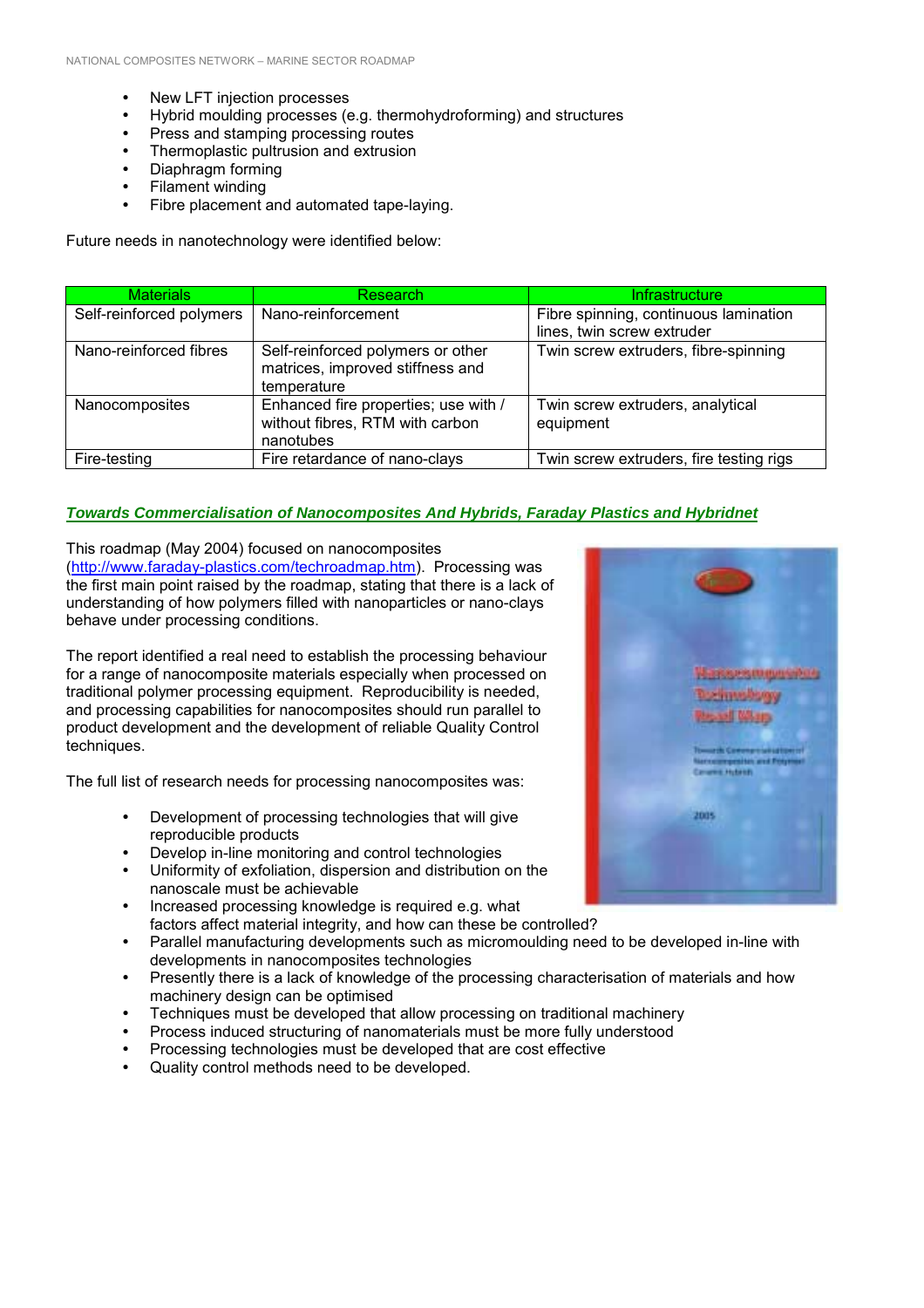- New LFT injection processes
- Hybrid moulding processes (e.g. thermohydroforming) and structures
- Press and stamping processing routes
- Thermoplastic pultrusion and extrusion
- Diaphragm forming
- Filament winding
- Fibre placement and automated tape-laying.

Future needs in nanotechnology were identified below:

| Materials | Research | Infrastructure |
|---|---|---|
| Self-reinforced polymers | Nano-reinforcement | Fibre spinning, continuous lamination lines, twin screw extruder |
| Nano-reinforced fibres | Self-reinforced polymers or other matrices, improved stiffness and temperature | Twin screw extruders, fibre-spinning |
| Nanocomposites | Enhanced fire properties; use with / without fibres, RTM with carbon nanotubes | Twin screw extruders, analytical equipment |
| Fire-testing | Fire retardance of nano-clays | Twin screw extruders, fire testing rigs |

***Towards Commercialisation of Nanocomposites And Hybrids, Faraday Plastics and Hybridnet***

This roadmap (May 2004) focused on nanocomposites (http://www.faraday-plastics.com/techroadmap.htm). Processing was the first main point raised by the roadmap, stating that there is a lack of understanding of how polymers filled with nanoparticles or nano-clays behave under processing conditions.

The report identified a real need to establish the processing behaviour for a range of nanocomposite materials especially when processed on traditional polymer processing equipment. Reproducibility is needed, and processing capabilities for nanocomposites should run parallel to product development and the development of reliable Quality Control techniques.

The full list of research needs for processing nanocomposites was:

- Development of processing technologies that will give reproducible products
- Develop in-line monitoring and control technologies
- Uniformity of exfoliation, dispersion and distribution on the nanoscale must be achievable
- Increased processing knowledge is required e.g. what factors affect material integrity, and how can these be controlled?
- Parallel manufacturing developments such as micromoulding need to be developed in-line with developments in nanocomposites technologies
- Presently there is a lack of knowledge of the processing characterisation of materials and how machinery design can be optimised
- Techniques must be developed that allow processing on traditional machinery
- Process induced structuring of nanomaterials must be more fully understood
- Processing technologies must be developed that are cost effective
- Quality control methods need to be developed.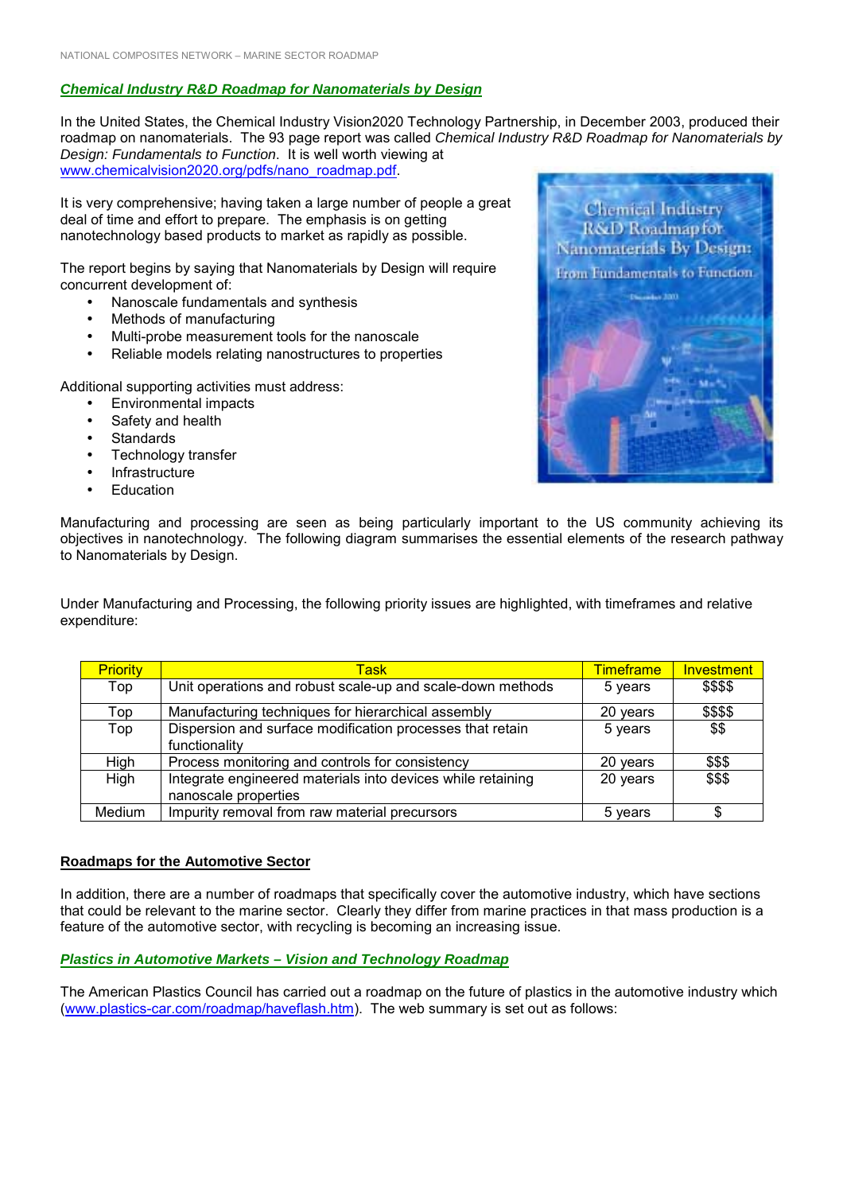### ***Chemical Industry R&D Roadmap for Nanomaterials by Design***

In the United States, the Chemical Industry Vision2020 Technology Partnership, in December 2003, produced their roadmap on nanomaterials. The 93 page report was called *Chemical Industry R&D Roadmap for Nanomaterials by Design: Fundamentals to Function*. It is well worth viewing at www.chemicalvision2020.org/pdfs/nano_roadmap.pdf.

It is very comprehensive; having taken a large number of people a great deal of time and effort to prepare. The emphasis is on getting nanotechnology based products to market as rapidly as possible.

The report begins by saying that Nanomaterials by Design will require concurrent development of:

- Nanoscale fundamentals and synthesis
- Methods of manufacturing
- Multi-probe measurement tools for the nanoscale
- Reliable models relating nanostructures to properties

Additional supporting activities must address:

- Environmental impacts
- Safety and health
- Standards
- Technology transfer
- Infrastructure
- Education

Manufacturing and processing are seen as being particularly important to the US community achieving its objectives in nanotechnology. The following diagram summarises the essential elements of the research pathway to Nanomaterials by Design.

Under Manufacturing and Processing, the following priority issues are highlighted, with timeframes and relative expenditure:

| Priority | Task | Timeframe | Investment |
|---|---|---|---|
| Top | Unit operations and robust scale-up and scale-down methods | 5 years | $$$$ |
| Top | Manufacturing techniques for hierarchical assembly | 20 years | $$$$ |
| Top | Dispersion and surface modification processes that retain functionality | 5 years | $$ |
| High | Process monitoring and controls for consistency | 20 years | $$$ |
| High | Integrate engineered materials into devices while retaining nanoscale properties | 20 years | $$$ |
| Medium | Impurity removal from raw material precursors | 5 years | $ |

## **Roadmaps for the Automotive Sector**

In addition, there are a number of roadmaps that specifically cover the automotive industry, which have sections that could be relevant to the marine sector. Clearly they differ from marine practices in that mass production is a feature of the automotive sector, with recycling is becoming an increasing issue.

### ***Plastics in Automotive Markets – Vision and Technology Roadmap***

The American Plastics Council has carried out a roadmap on the future of plastics in the automotive industry which (www.plastics-car.com/roadmap/haveflash.htm). The web summary is set out as follows: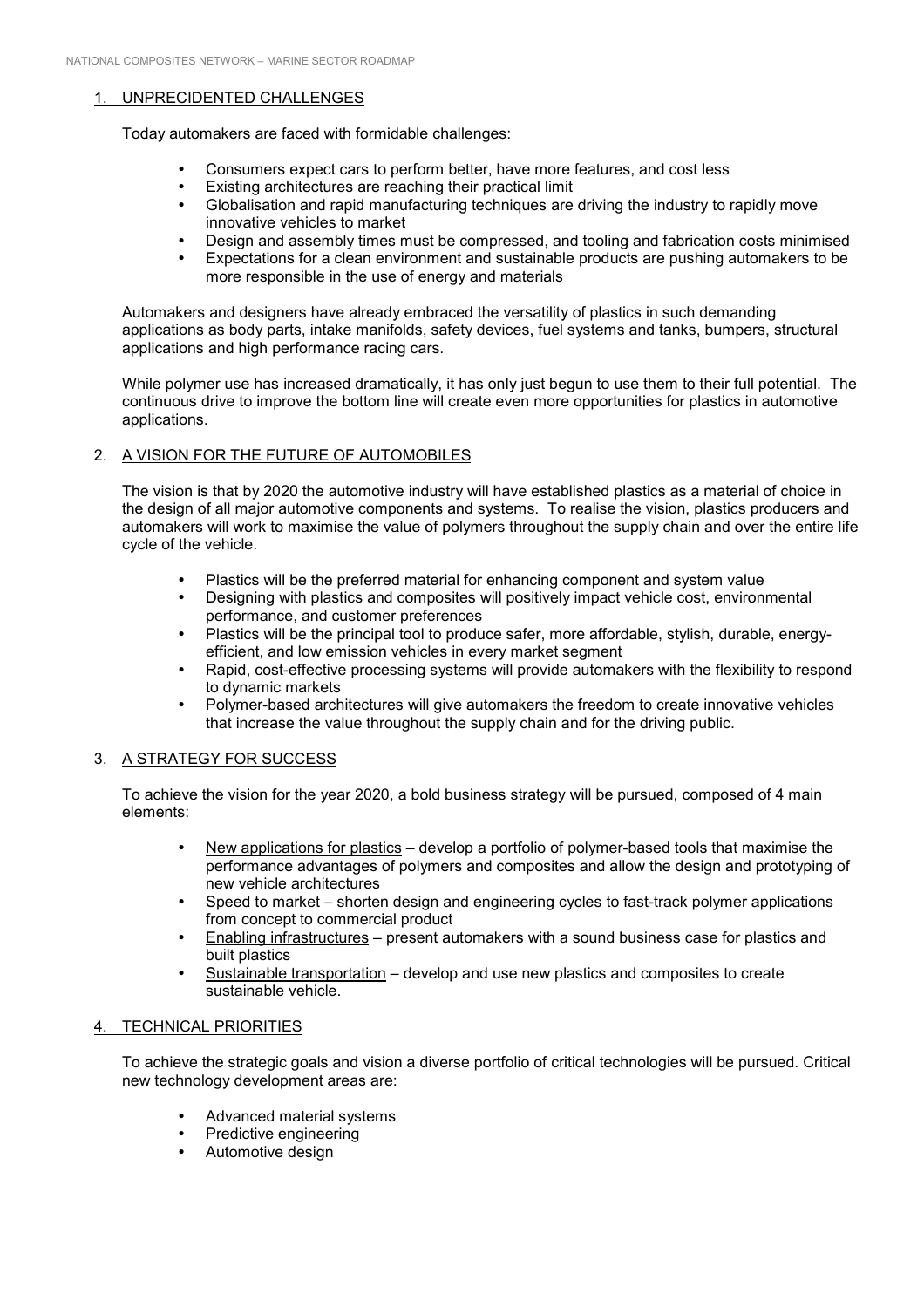## 1. UNPRECIDENTED CHALLENGES

Today automakers are faced with formidable challenges:

- Consumers expect cars to perform better, have more features, and cost less
- Existing architectures are reaching their practical limit
- Globalisation and rapid manufacturing techniques are driving the industry to rapidly move innovative vehicles to market
- Design and assembly times must be compressed, and tooling and fabrication costs minimised
- Expectations for a clean environment and sustainable products are pushing automakers to be more responsible in the use of energy and materials

Automakers and designers have already embraced the versatility of plastics in such demanding applications as body parts, intake manifolds, safety devices, fuel systems and tanks, bumpers, structural applications and high performance racing cars.

While polymer use has increased dramatically, it has only just begun to use them to their full potential. The continuous drive to improve the bottom line will create even more opportunities for plastics in automotive applications.

## 2. A VISION FOR THE FUTURE OF AUTOMOBILES

The vision is that by 2020 the automotive industry will have established plastics as a material of choice in the design of all major automotive components and systems. To realise the vision, plastics producers and automakers will work to maximise the value of polymers throughout the supply chain and over the entire life cycle of the vehicle.

- Plastics will be the preferred material for enhancing component and system value
- Designing with plastics and composites will positively impact vehicle cost, environmental performance, and customer preferences
- Plastics will be the principal tool to produce safer, more affordable, stylish, durable, energy-efficient, and low emission vehicles in every market segment
- Rapid, cost-effective processing systems will provide automakers with the flexibility to respond to dynamic markets
- Polymer-based architectures will give automakers the freedom to create innovative vehicles that increase the value throughout the supply chain and for the driving public.

## 3. A STRATEGY FOR SUCCESS

To achieve the vision for the year 2020, a bold business strategy will be pursued, composed of 4 main elements:

- New applications for plastics – develop a portfolio of polymer-based tools that maximise the performance advantages of polymers and composites and allow the design and prototyping of new vehicle architectures
- Speed to market – shorten design and engineering cycles to fast-track polymer applications from concept to commercial product
- Enabling infrastructures – present automakers with a sound business case for plastics and built plastics
- Sustainable transportation – develop and use new plastics and composites to create sustainable vehicle.

## 4. TECHNICAL PRIORITIES

To achieve the strategic goals and vision a diverse portfolio of critical technologies will be pursued. Critical new technology development areas are:

- Advanced material systems
- Predictive engineering
- Automotive design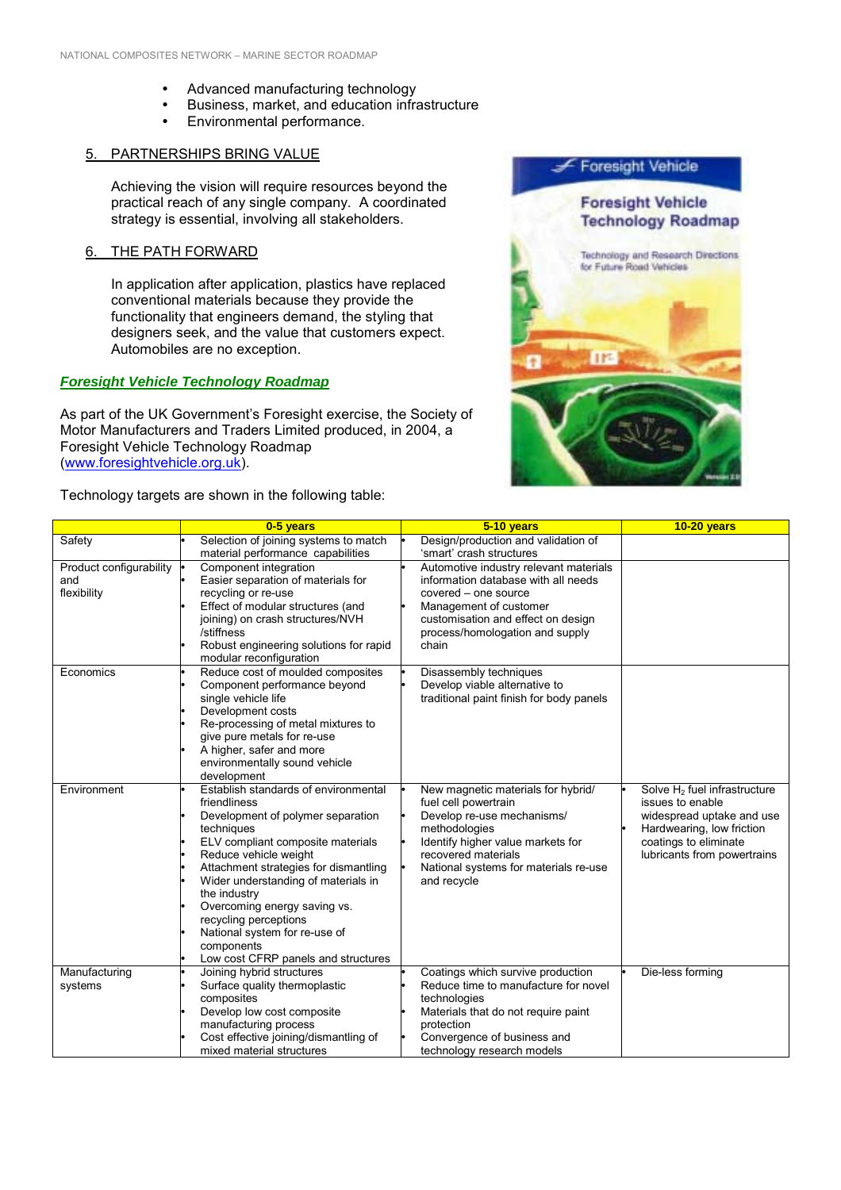- Advanced manufacturing technology
- Business, market, and education infrastructure
- Environmental performance.

5. PARTNERSHIPS BRING VALUE

Achieving the vision will require resources beyond the practical reach of any single company. A coordinated strategy is essential, involving all stakeholders.

6. THE PATH FORWARD

In application after application, plastics have replaced conventional materials because they provide the functionality that engineers demand, the styling that designers seek, and the value that customers expect. Automobiles are no exception.

***Foresight Vehicle Technology Roadmap***

As part of the UK Government's Foresight exercise, the Society of Motor Manufacturers and Traders Limited produced, in 2004, a Foresight Vehicle Technology Roadmap (www.foresightvehicle.org.uk).

Technology targets are shown in the following table:

| | 0-5 years | 5-10 years | 10-20 years |
|---|---|---|---|
| Safety | • Selection of joining systems to match material performance capabilities | • Design/production and validation of 'smart' crash structures | |
| Product configurability and flexibility | • Component integration<br>• Easier separation of materials for recycling or re-use<br>• Effect of modular structures (and joining) on crash structures/NVH /stiffness<br>• Robust engineering solutions for rapid modular reconfiguration | • Automotive industry relevant materials information database with all needs covered – one source<br>• Management of customer customisation and effect on design process/homologation and supply chain | |
| Economics | • Reduce cost of moulded composites<br>• Component performance beyond single vehicle life<br>• Development costs<br>• Re-processing of metal mixtures to give pure metals for re-use<br>• A higher, safer and more environmentally sound vehicle development | • Disassembly techniques<br>• Develop viable alternative to traditional paint finish for body panels | |
| Environment | • Establish standards of environmental friendliness<br>• Development of polymer separation techniques<br>• ELV compliant composite materials<br>• Reduce vehicle weight<br>• Attachment strategies for dismantling<br>• Wider understanding of materials in the industry<br>• Overcoming energy saving vs. recycling perceptions<br>• National system for re-use of components<br>• Low cost CFRP panels and structures | • New magnetic materials for hybrid/ fuel cell powertrain<br>• Develop re-use mechanisms/ methodologies<br>• Identify higher value markets for recovered materials<br>• National systems for materials re-use and recycle | • Solve $H_2$ fuel infrastructure issues to enable widespread uptake and use<br>• Hardwearing, low friction coatings to eliminate lubricants from powertrains |
| Manufacturing systems | • Joining hybrid structures<br>• Surface quality thermoplastic composites<br>• Develop low cost composite manufacturing process<br>• Cost effective joining/dismantling of mixed material structures | • Coatings which survive production<br>• Reduce time to manufacture for novel technologies<br>• Materials that do not require paint protection<br>• Convergence of business and technology research models | • Die-less forming |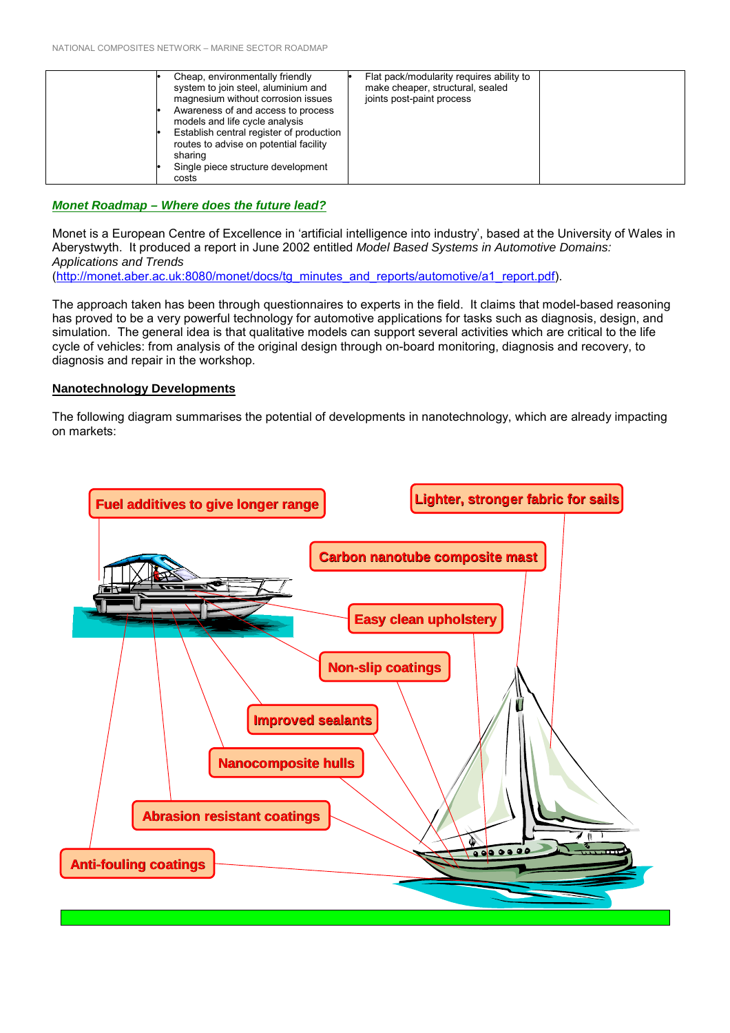| | • Cheap, environmentally friendly system to join steel, aluminium and magnesium without corrosion issues<br>• Awareness of and access to process models and life cycle analysis<br>• Establish central register of production routes to advise on potential facility sharing<br>• Single piece structure development costs | • Flat pack/modularity requires ability to make cheaper, structural, sealed joints post-paint process | |
|---|---|---|---|

***Monet Roadmap – Where does the future lead?***

Monet is a European Centre of Excellence in 'artificial intelligence into industry', based at the University of Wales in Aberystwyth. It produced a report in June 2002 entitled *Model Based Systems in Automotive Domains: Applications and Trends* (http://monet.aber.ac.uk:8080/monet/docs/tg_minutes_and_reports/automotive/a1_report.pdf).

The approach taken has been through questionnaires to experts in the field. It claims that model-based reasoning has proved to be a very powerful technology for automotive applications for tasks such as diagnosis, design, and simulation. The general idea is that qualitative models can support several activities which are critical to the life cycle of vehicles: from analysis of the original design through on-board monitoring, diagnosis and recovery, to diagnosis and repair in the workshop.

**Nanotechnology Developments**

The following diagram summarises the potential of developments in nanotechnology, which are already impacting on markets:

Fuel additives to give longer range
Lighter, stronger fabric for sails
Carbon nanotube composite mast
Easy clean upholstery
Non-slip coatings
Improved sealants
Nanocomposite hulls
Abrasion resistant coatings
Anti-fouling coatings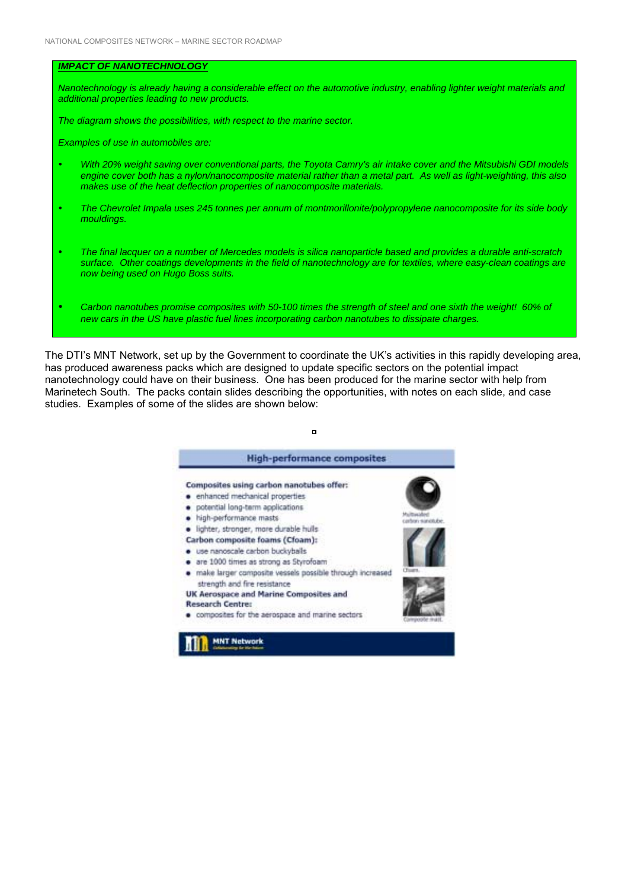***IMPACT OF NANOTECHNOLOGY***

*Nanotechnology is already having a considerable effect on the automotive industry, enabling lighter weight materials and additional properties leading to new products.*

*The diagram shows the possibilities, with respect to the marine sector.*

*Examples of use in automobiles are:*

- *With 20% weight saving over conventional parts, the Toyota Camry's air intake cover and the Mitsubishi GDI models engine cover both has a nylon/nanocomposite material rather than a metal part. As well as light-weighting, this also makes use of the heat deflection properties of nanocomposite materials.*
- *The Chevrolet Impala uses 245 tonnes per annum of montmorillonite/polypropylene nanocomposite for its side body mouldings.*
- *The final lacquer on a number of Mercedes models is silica nanoparticle based and provides a durable anti-scratch surface. Other coatings developments in the field of nanotechnology are for textiles, where easy-clean coatings are now being used on Hugo Boss suits.*
- *Carbon nanotubes promise composites with 50-100 times the strength of steel and one sixth the weight! 60% of new cars in the US have plastic fuel lines incorporating carbon nanotubes to dissipate charges.*

The DTI's MNT Network, set up by the Government to coordinate the UK's activities in this rapidly developing area, has produced awareness packs which are designed to update specific sectors on the potential impact nanotechnology could have on their business. One has been produced for the marine sector with help from Marinetech South. The packs contain slides describing the opportunities, with notes on each slide, and case studies. Examples of some of the slides are shown below:

**High-performance composites**

**Composites using carbon nanotubes offer:**

- enhanced mechanical properties
- potential long-term applications
- high-performance masts
- lighter, stronger, more durable hulls

**Carbon composite foams (Cfoam):**

- use nanoscale carbon buckyballs
- are 1000 times as strong as Styrofoam
- make larger composite vessels possible through increased strength and fire resistance

**UK Aerospace and Marine Composites and Research Centre:**

- composites for the aerospace and marine sectors

Multiwalled carbon nanotube.

Cfoam.

Composite mast.

MNT Network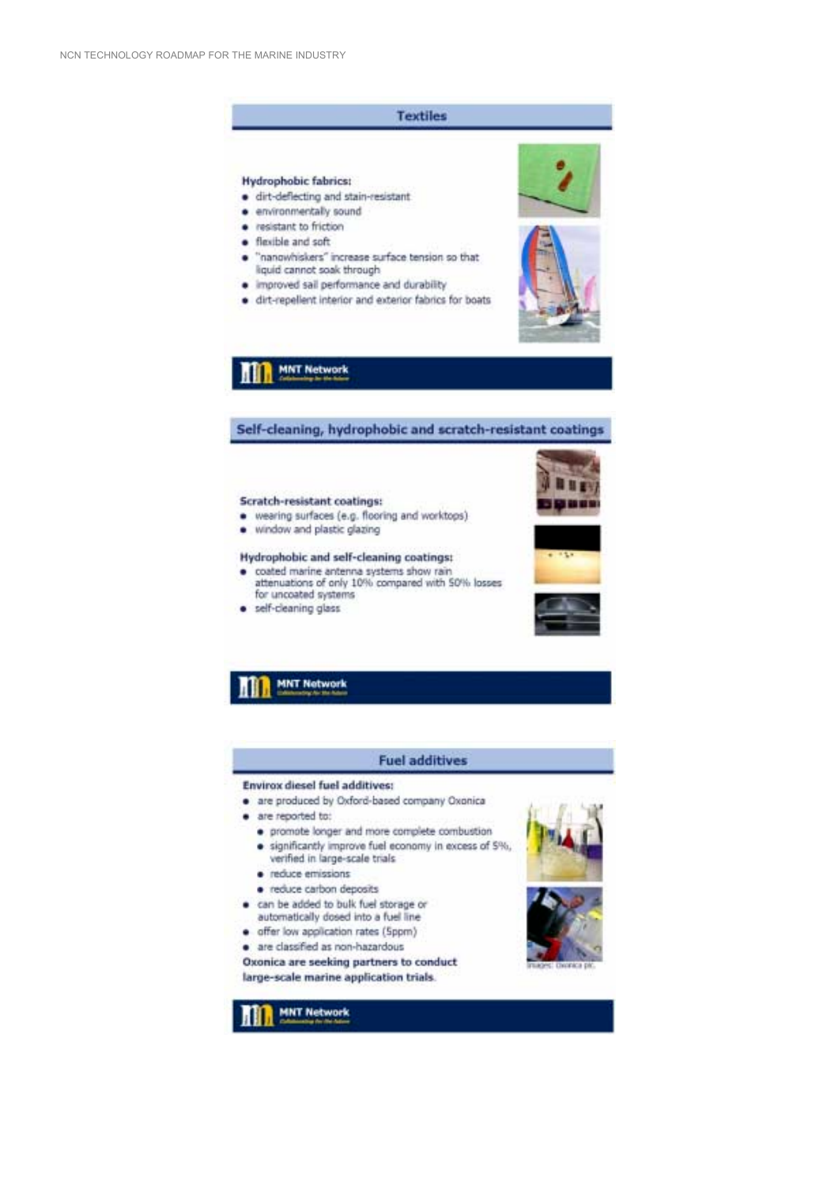## Textiles

**Hydrophobic fabrics:**

- dirt-deflecting and stain-resistant
- environmentally sound
- resistant to friction
- flexible and soft
- "nanowhiskers" increase surface tension so that liquid cannot soak through
- improved sail performance and durability
- dirt-repellent interior and exterior fabrics for boats

MNT Network

## Self-cleaning, hydrophobic and scratch-resistant coatings

**Scratch-resistant coatings:**

- wearing surfaces (e.g. flooring and worktops)
- window and plastic glazing

**Hydrophobic and self-cleaning coatings:**

- coated marine antenna systems show rain attenuations of only 10% compared with 50% losses for uncoated systems
- self-cleaning glass

MNT Network

## Fuel additives

**Envirox diesel fuel additives:**

- are produced by Oxford-based company Oxonica
- are reported to:
  - promote longer and more complete combustion
  - significantly improve fuel economy in excess of 5%, verified in large-scale trials
  - reduce emissions
  - reduce carbon deposits
- can be added to bulk fuel storage or automatically dosed into a fuel line
- offer low application rates (5ppm)
- are classified as non-hazardous

**Oxonica are seeking partners to conduct large-scale marine application trials.**

Images: Oxonica plc

MNT Network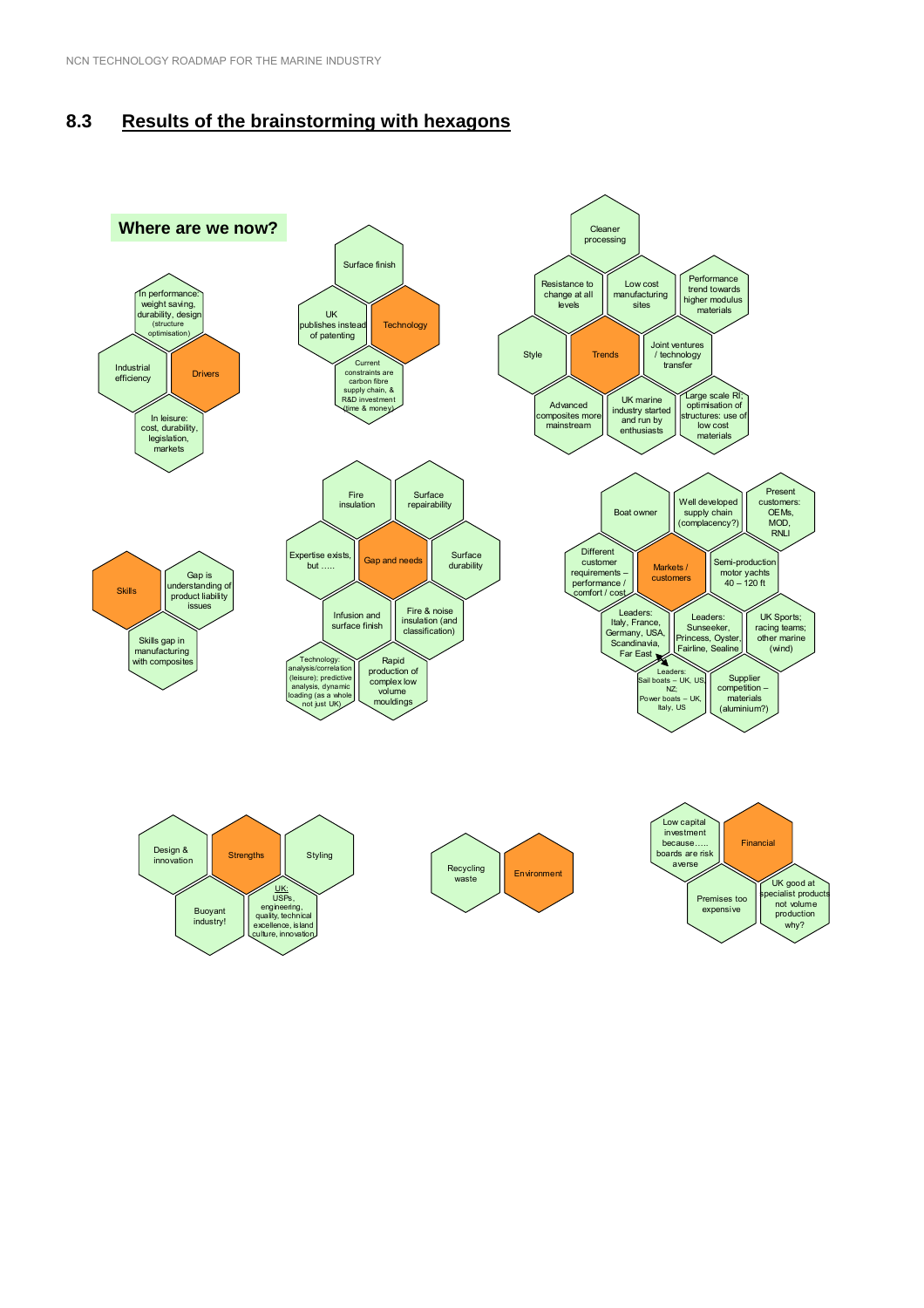## 8.3 Results of the brainstorming with hexagons

**Where are we now?**

**Drivers**
- In performance: weight saving, durability, design (structure optimisation)
- Industrial efficiency
- In leisure: cost, durability, legislation, markets

**Technology**
- Surface finish
- UK publishes instead of patenting
- Current constraints are carbon fibre supply chain, & R&D investment (time & money)

**Trends**
- Cleaner processing
- Resistance to change at all levels
- Low cost manufacturing sites
- Performance trend towards higher modulus materials
- Style
- Joint ventures / technology transfer
- Advanced composites more mainstream
- UK marine industry started and run by enthusiasts
- Large scale RI; optimisation of structures: use of low cost materials

**Skills**
- Gap is understanding of product liability issues
- Skills gap in manufacturing with composites

**Gap and needs**
- Fire insulation
- Surface repairability
- Expertise exists, but …..
- Surface durability
- Infusion and surface finish
- Fire & noise insulation (and classification)
- Technology: analysis/correlation (leisure); predictive analysis, dynamic loading (as a whole not just UK)
- Rapid production of complex low volume mouldings

**Markets / customers**
- Boat owner
- Well developed supply chain (complacency?)
- Present customers: OEMs, MOD, RNLI
- Different customer requirements – performance / comfort / cost
- Semi-production motor yachts 40 – 120 ft
- Leaders: Italy, France, Germany, USA, Scandinavia, Far East
- Leaders: Sunseeker, Princess, Oyster, Fairline, Sealine
- UK Sports; racing teams; other marine (wind)
- Leaders: Sail boats – UK, US, NZ; Power boats – UK, Italy, US
- Supplier competition – materials (aluminium?)

**Strengths**
- Design & innovation
- Styling
- Buoyant industry!
- UK: USPs, engineering, quality, technical excellence, island culture, innovation

**Environment**
- Recycling waste

**Financial**
- Low capital investment because….. boats are risk averse
- Premises too expensive
- UK good at specialist products not volume production why?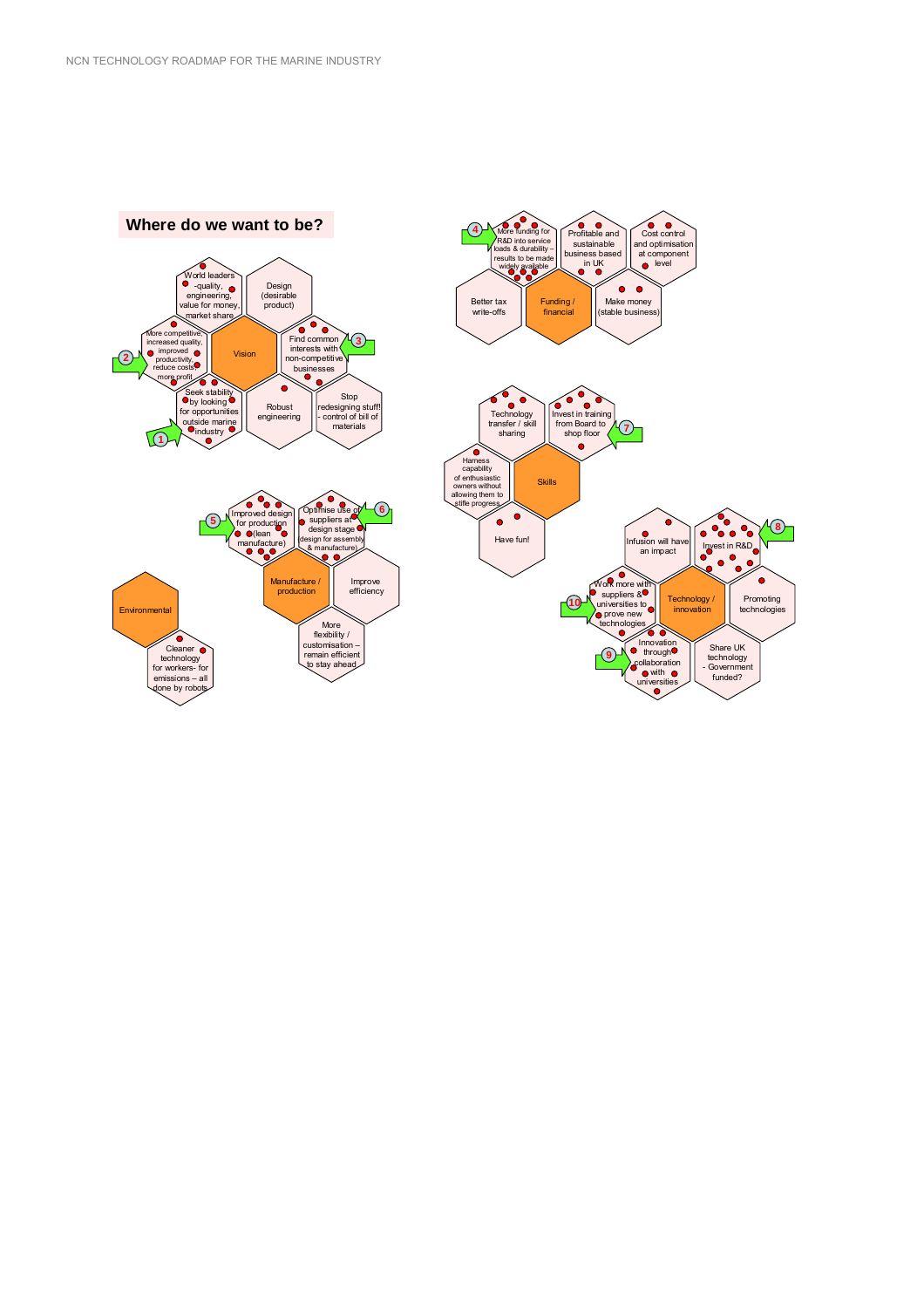## Where do we want to be?

### Vision

- World leaders -quality, engineering, value for money, market share
- Design (desirable product)
- More competitive, increased quality, improved productivity, reduce costs, more profit (2)
- Find common interests with non-competitive businesses (3)
- Seek stability by looking for opportunities outside marine industry (1)
- Robust engineering
- Stop redesigning stuff! - control of bill of materials

### Funding / financial

- More funding for R&D into service loads & durability – results to be made widely available (4)
- Profitable and sustainable business based in UK
- Cost control and optimisation at component level
- Better tax write-offs
- Make money (stable business)

### Skills

- Technology transfer / skill sharing
- Invest in training from Board to shop floor (7)
- Harness capability of enthusiastic owners without allowing them to stifle progress
- Have fun!

### Manufacture / production

- Improved design for production (lean manufacture) (5)
- Optimise use of suppliers at design stage (design for assembly & manufacture) (6)
- Improve efficiency
- More flexibility / customisation – remain efficient to stay ahead

### Environmental

- Cleaner technology for workers- for emissions – all done by robots

### Technology / innovation

- Infusion will have an impact
- Invest in R&D (8)
- Work more with suppliers & universities to prove new technologies (10)
- Promoting technologies
- Innovation through collaboration with universities (9)
- Share UK technology - Government funded?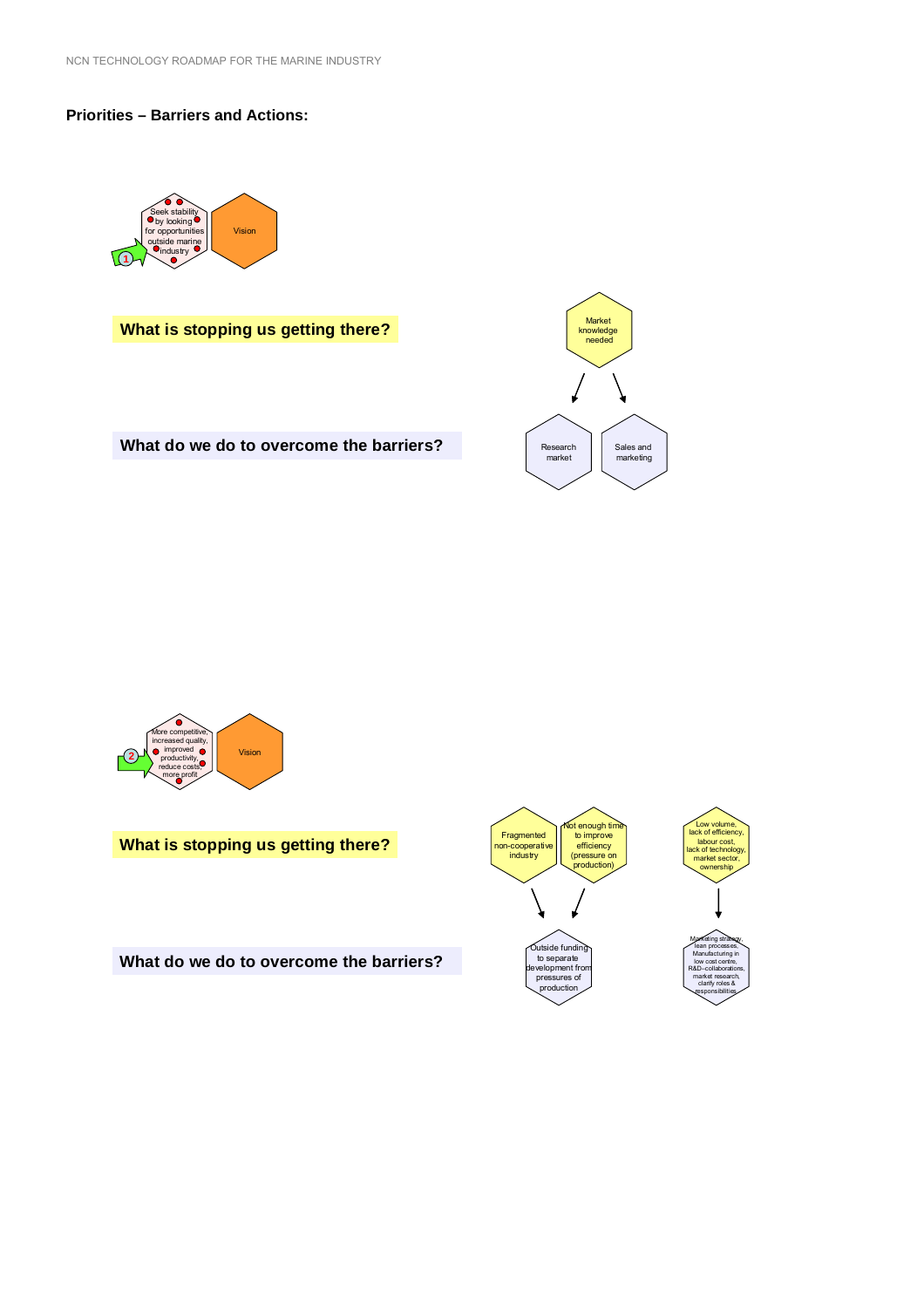**Priorities – Barriers and Actions:**

Seek stability by looking for opportunities outside marine industry

Vision

**What is stopping us getting there?**

Market knowledge needed

**What do we do to overcome the barriers?**

Research market

Sales and marketing

More competitive, increased quality, improved productivity, reduce costs, more profit

Vision

**What is stopping us getting there?**

Fragmented non-cooperative industry

Not enough time to improve efficiency (pressure on production)

Low volume, lack of efficiency, labour cost, lack of technology, market sector, ownership

**What do we do to overcome the barriers?**

Outside funding to separate development from pressures of production

Marketing strategy, lean processes, Manufacturing in low cost centre, R&D-collaborations, market research, clarify roles & responsibilities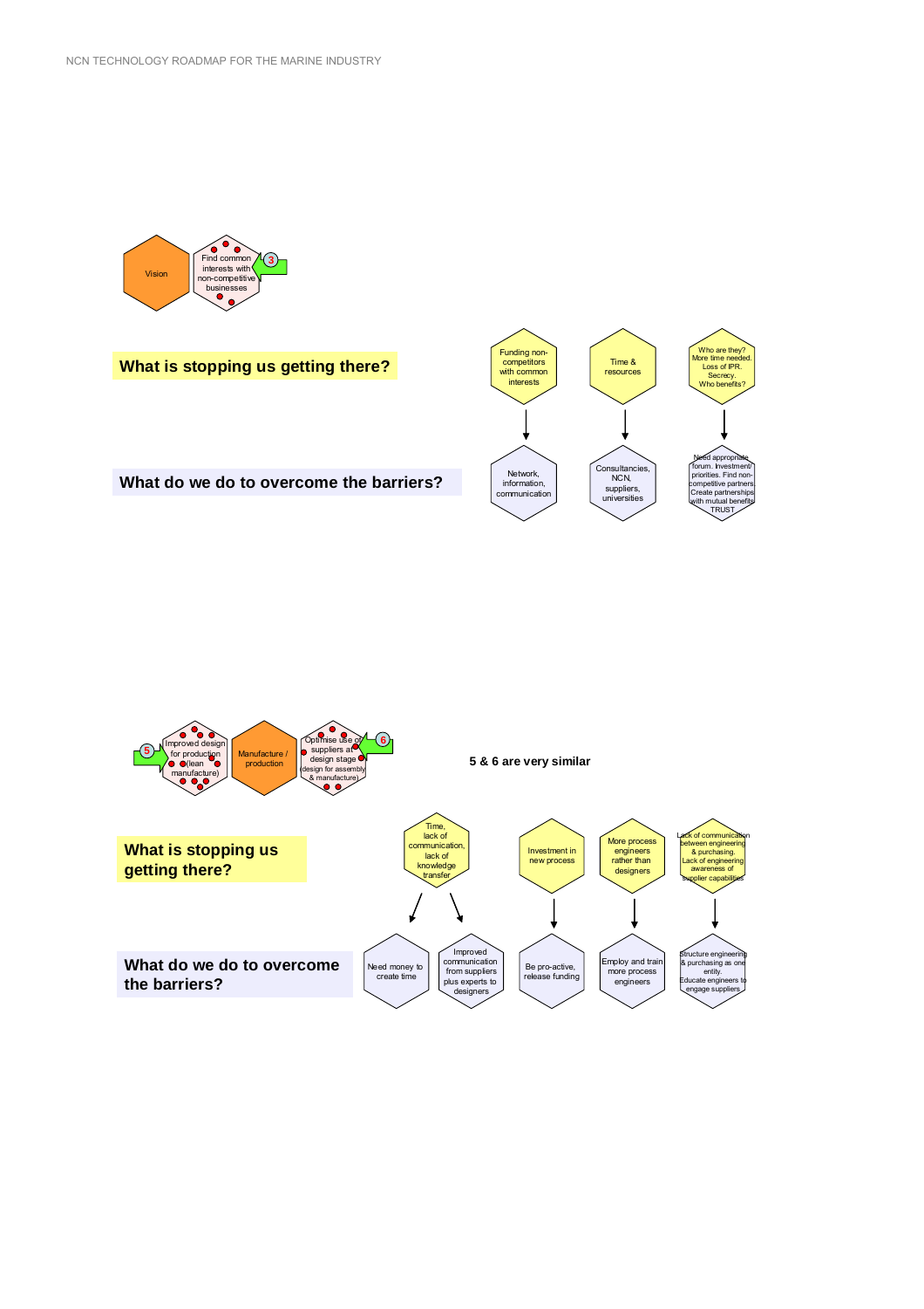Vision

Find common interests with non-competitive businesses (3)

**What is stopping us getting there?**

- Funding non-competitors with common interests
- Time & resources
- Who are they? More time needed. Loss of IPR. Secrecy. Who benefits?

**What do we do to overcome the barriers?**

- Network, information, communication
- Consultancies, NCN, suppliers, universities
- Need appropriate forum. Investment/ priorities. Find non-competitive partners. Create partnerships with mutual benefits. TRUST

(5) Improved design for production (lean manufacture)

Manufacture / production

Optimise use of suppliers at design stage (design for assembly & manufacture) (6)

**5 & 6 are very similar**

**What is stopping us getting there?**

- Time, lack of communication, lack of knowledge transfer
- Investment in new process
- More process engineers rather than designers
- Lack of communication between engineering & purchasing. Lack of engineering awareness of supplier capabilities

**What do we do to overcome the barriers?**

- Need money to create time
- Improved communication from suppliers plus experts to designers
- Be pro-active, release funding
- Employ and train more process engineers
- Structure engineering & purchasing as one entity. Educate engineers to engage suppliers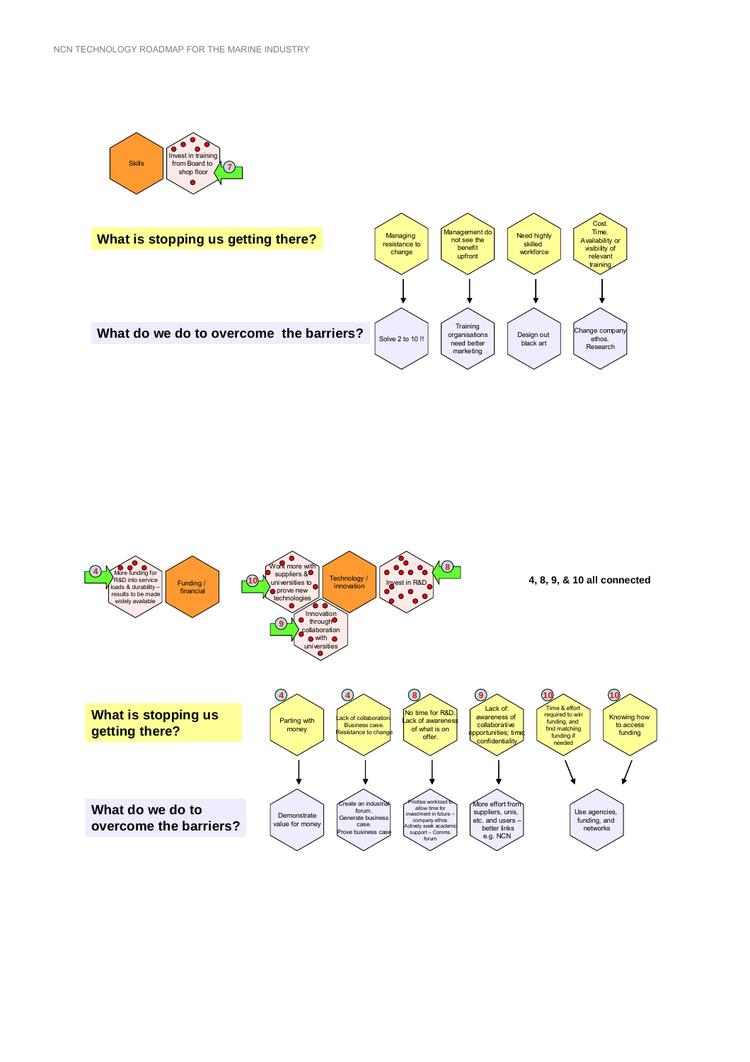Skills

Invest in training from Board to shop floor

7

**What is stopping us getting there?**

Managing resistance to change

Management do not see the benefit upfront

Need highly skilled workforce

Cost. Time. Availability or visibility of relevant training

**What do we do to overcome the barriers?**

Solve 2 to 10 !!

Training organisations need better marketing

Design out black art

Change company ethos. Research

4

More funding for R&D into service loads & durability – results to be made widely available

Funding / financial

10

Work more with suppliers & universities to prove new technologies

Technology / innovation

Invest in R&D

8

9

Innovation through collaboration with universities

**4, 8, 9, & 10 all connected**

**What is stopping us getting there?**

4 Parting with money

4 Lack of collaboration. Business case. Resistance to change

8 No time for R&D. Lack of awareness of what is on offer.

9 Lack of: awareness of collaborative opportunities; time; confidentiality

10 Time & effort required to win funding, and find matching funding if needed

10 Knowing how to access funding

**What do we do to overcome the barriers?**

Demonstrate value for money

Create an industrial forum. Generate business case. Prove business case

Priotise workload to allow time for investment in future – company ethos. Actively seek academic support – Comms. forum

More effort from suppliers, unis, etc. and users – better links e.g. NCN

Use agencies, funding, and networks